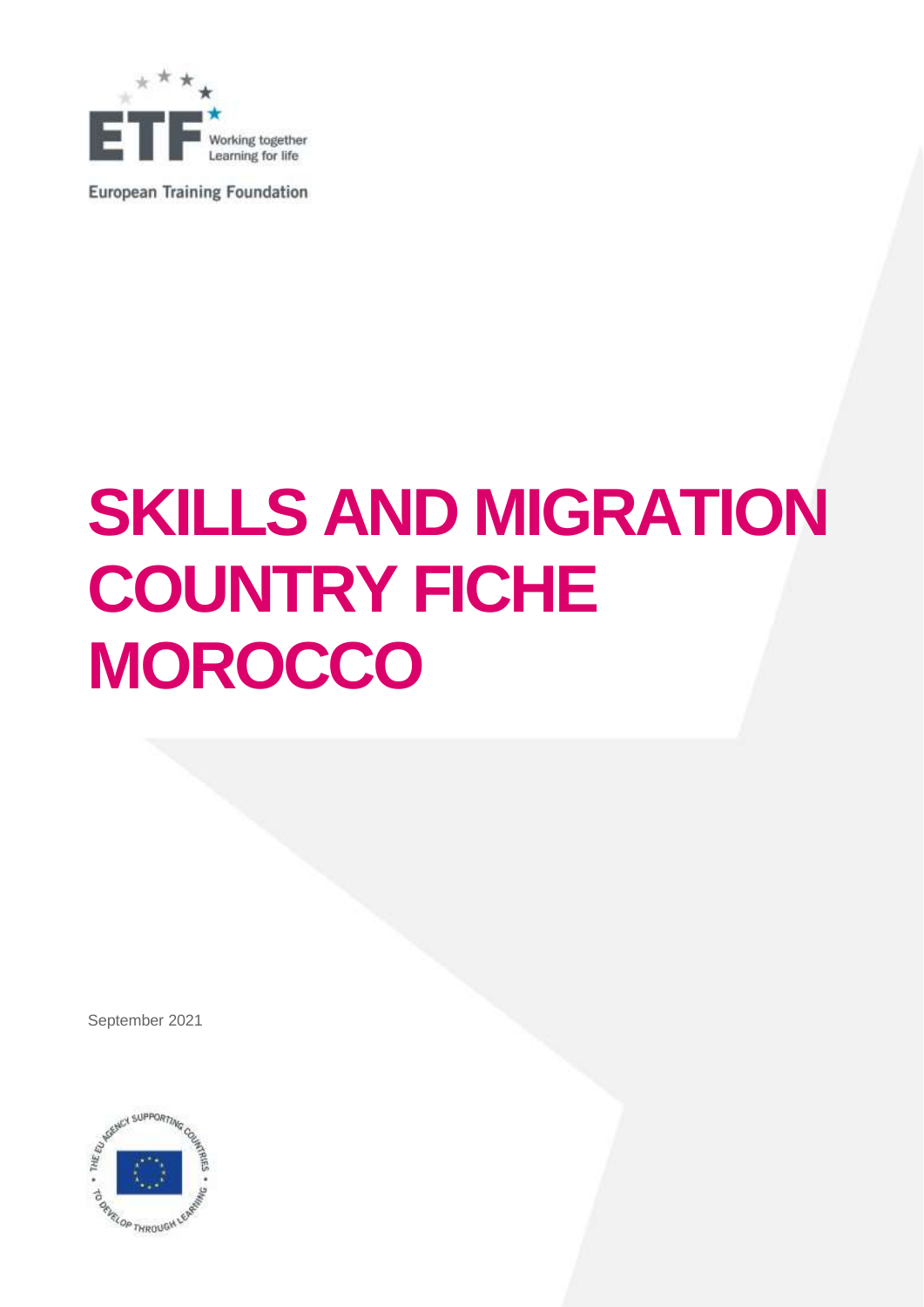European Training Foundation

# SKILLS AND MIGRATION COUNTRY FICHE MOROCCO

September 2021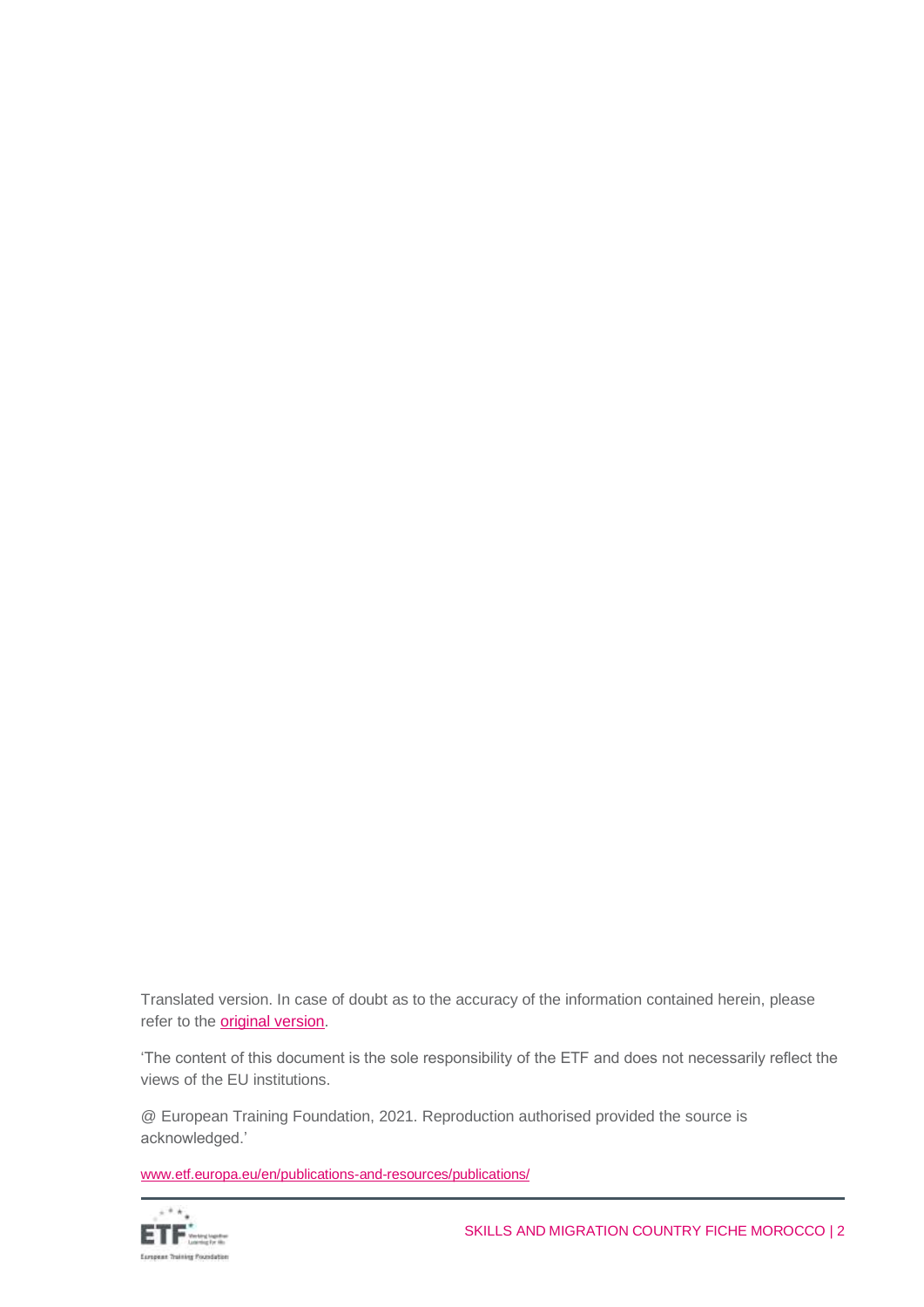Translated version. In case of doubt as to the accuracy of the information contained herein, please refer to the [original version](original version).

'The content of this document is the sole responsibility of the ETF and does not necessarily reflect the views of the EU institutions.

@ European Training Foundation, 2021. Reproduction authorised provided the source is acknowledged.'

[www.etf.europa.eu/en/publications-and-resources/publications/](www.etf.europa.eu/en/publications-and-resources/publications/)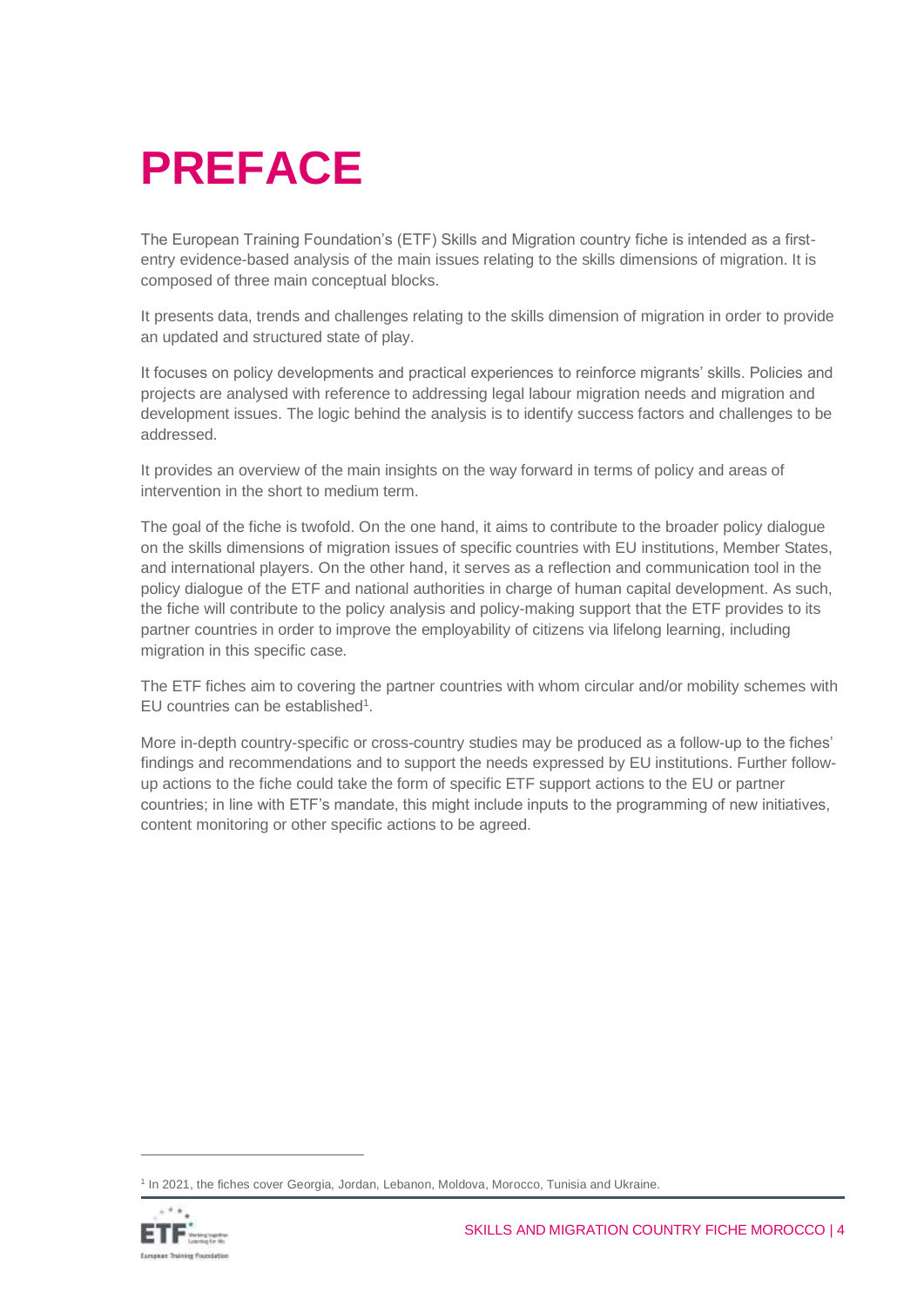# PREFACE

The European Training Foundation's (ETF) Skills and Migration country fiche is intended as a first-entry evidence-based analysis of the main issues relating to the skills dimensions of migration. It is composed of three main conceptual blocks.

It presents data, trends and challenges relating to the skills dimension of migration in order to provide an updated and structured state of play.

It focuses on policy developments and practical experiences to reinforce migrants' skills. Policies and projects are analysed with reference to addressing legal labour migration needs and migration and development issues. The logic behind the analysis is to identify success factors and challenges to be addressed.

It provides an overview of the main insights on the way forward in terms of policy and areas of intervention in the short to medium term.

The goal of the fiche is twofold. On the one hand, it aims to contribute to the broader policy dialogue on the skills dimensions of migration issues of specific countries with EU institutions, Member States, and international players. On the other hand, it serves as a reflection and communication tool in the policy dialogue of the ETF and national authorities in charge of human capital development. As such, the fiche will contribute to the policy analysis and policy-making support that the ETF provides to its partner countries in order to improve the employability of citizens via lifelong learning, including migration in this specific case.

The ETF fiches aim to covering the partner countries with whom circular and/or mobility schemes with EU countries can be established[1].

More in-depth country-specific or cross-country studies may be produced as a follow-up to the fiches' findings and recommendations and to support the needs expressed by EU institutions. Further follow-up actions to the fiche could take the form of specific ETF support actions to the EU or partner countries; in line with ETF's mandate, this might include inputs to the programming of new initiatives, content monitoring or other specific actions to be agreed.

---

[1] In 2021, the fiches cover Georgia, Jordan, Lebanon, Moldova, Morocco, Tunisia and Ukraine.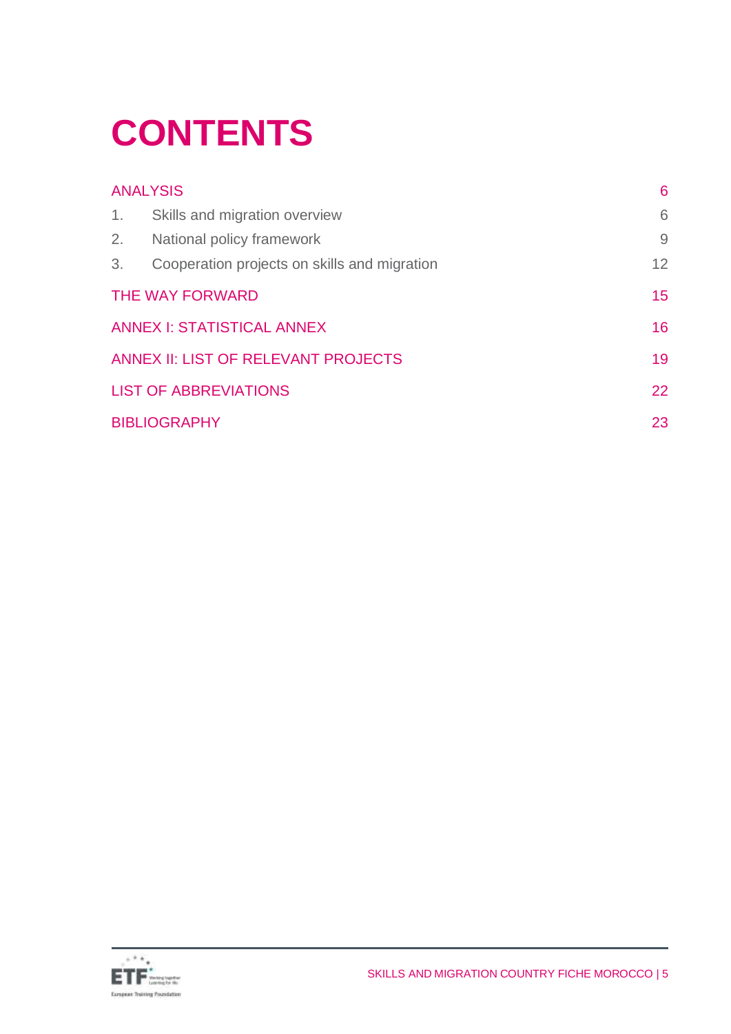# CONTENTS

| | | |
|---|---|---|
| ANALYSIS | | 6 |
| 1. | Skills and migration overview | 6 |
| 2. | National policy framework | 9 |
| 3. | Cooperation projects on skills and migration | 12 |
| THE WAY FORWARD | | 15 |
| ANNEX I: STATISTICAL ANNEX | | 16 |
| ANNEX II: LIST OF RELEVANT PROJECTS | | 19 |
| LIST OF ABBREVIATIONS | | 22 |
| BIBLIOGRAPHY | | 23 |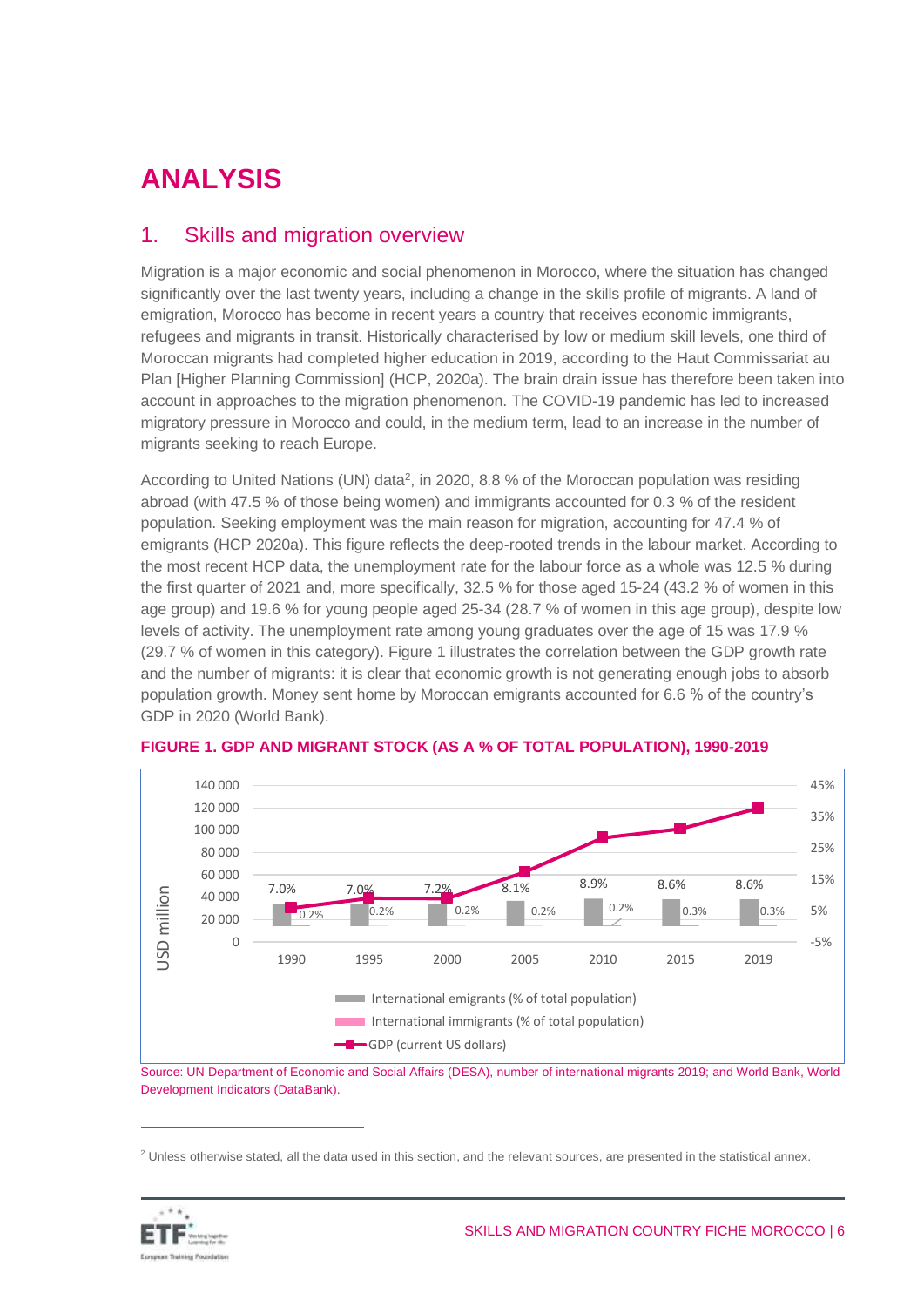# ANALYSIS

## 1. Skills and migration overview

Migration is a major economic and social phenomenon in Morocco, where the situation has changed significantly over the last twenty years, including a change in the skills profile of migrants. A land of emigration, Morocco has become in recent years a country that receives economic immigrants, refugees and migrants in transit. Historically characterised by low or medium skill levels, one third of Moroccan migrants had completed higher education in 2019, according to the Haut Commissariat au Plan [Higher Planning Commission] (HCP, 2020a). The brain drain issue has therefore been taken into account in approaches to the migration phenomenon. The COVID-19 pandemic has led to increased migratory pressure in Morocco and could, in the medium term, lead to an increase in the number of migrants seeking to reach Europe.

According to United Nations (UN) data[2], in 2020, 8.8 % of the Moroccan population was residing abroad (with 47.5 % of those being women) and immigrants accounted for 0.3 % of the resident population. Seeking employment was the main reason for migration, accounting for 47.4 % of emigrants (HCP 2020a). This figure reflects the deep-rooted trends in the labour market. According to the most recent HCP data, the unemployment rate for the labour force as a whole was 12.5 % during the first quarter of 2021 and, more specifically, 32.5 % for those aged 15-24 (43.2 % of women in this age group) and 19.6 % for young people aged 25-34 (28.7 % of women in this age group), despite low levels of activity. The unemployment rate among young graduates over the age of 15 was 17.9 % (29.7 % of women in this category). Figure 1 illustrates the correlation between the GDP growth rate and the number of migrants: it is clear that economic growth is not generating enough jobs to absorb population growth. Money sent home by Moroccan emigrants accounted for 6.6 % of the country's GDP in 2020 (World Bank).

**FIGURE 1. GDP AND MIGRANT STOCK (AS A % OF TOTAL POPULATION), 1990-2019**

| Year | International emigrants (% of total population) | International immigrants (% of total population) |
|---|---|---|
| 1990 | 7.0% | 0.2% |
| 1995 | 7.0% | 0.2% |
| 2000 | 7.2% | 0.2% |
| 2005 | 8.1% | 0.2% |
| 2010 | 8.9% | 0.2% |
| 2015 | 8.6% | 0.3% |
| 2019 | 8.6% | 0.3% |

Legend: International emigrants (% of total population); International immigrants (% of total population); GDP (current US dollars). Left axis: USD million (0 – 140 000); right axis: -5% – 45%.

Source: UN Department of Economic and Social Affairs (DESA), number of international migrants 2019; and World Bank, World Development Indicators (DataBank).

---

[2] Unless otherwise stated, all the data used in this section, and the relevant sources, are presented in the statistical annex.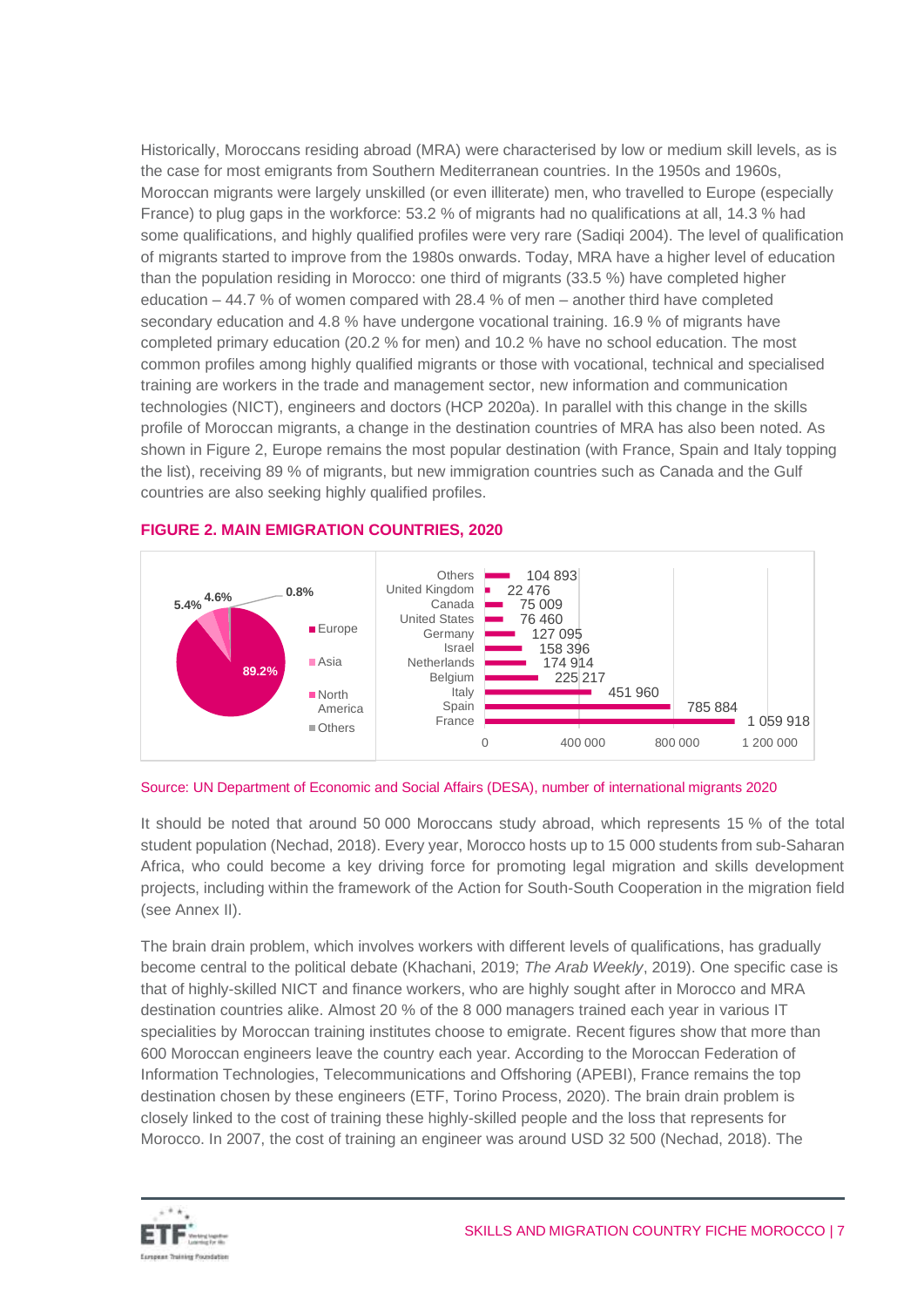Historically, Moroccans residing abroad (MRA) were characterised by low or medium skill levels, as is the case for most emigrants from Southern Mediterranean countries. In the 1950s and 1960s, Moroccan migrants were largely unskilled (or even illiterate) men, who travelled to Europe (especially France) to plug gaps in the workforce: 53.2 % of migrants had no qualifications at all, 14.3 % had some qualifications, and highly qualified profiles were very rare (Sadiqi 2004). The level of qualification of migrants started to improve from the 1980s onwards. Today, MRA have a higher level of education than the population residing in Morocco: one third of migrants (33.5 %) have completed higher education – 44.7 % of women compared with 28.4 % of men – another third have completed secondary education and 4.8 % have undergone vocational training. 16.9 % of migrants have completed primary education (20.2 % for men) and 10.2 % have no school education. The most common profiles among highly qualified migrants or those with vocational, technical and specialised training are workers in the trade and management sector, new information and communication technologies (NICT), engineers and doctors (HCP 2020a). In parallel with this change in the skills profile of Moroccan migrants, a change in the destination countries of MRA has also been noted. As shown in Figure 2, Europe remains the most popular destination (with France, Spain and Italy topping the list), receiving 89 % of migrants, but new immigration countries such as Canada and the Gulf countries are also seeking highly qualified profiles.

**FIGURE 2. MAIN EMIGRATION COUNTRIES, 2020**

| Region | Share |
|---|---|
| Europe | 89.2% |
| Asia | 5.4% |
| North America | 4.6% |
| Others | 0.8% |

| Country | Number of migrants |
|---|---|
| Others | 104 893 |
| United Kingdom | 22 476 |
| Canada | 75 009 |
| United States | 76 460 |
| Germany | 127 095 |
| Israel | 158 396 |
| Netherlands | 174 914 |
| Belgium | 225 217 |
| Italy | 451 960 |
| Spain | 785 884 |
| France | 1 059 918 |

Source: UN Department of Economic and Social Affairs (DESA), number of international migrants 2020

It should be noted that around 50 000 Moroccans study abroad, which represents 15 % of the total student population (Nechad, 2018). Every year, Morocco hosts up to 15 000 students from sub-Saharan Africa, who could become a key driving force for promoting legal migration and skills development projects, including within the framework of the Action for South-South Cooperation in the migration field (see Annex II).

The brain drain problem, which involves workers with different levels of qualifications, has gradually become central to the political debate (Khachani, 2019; *The Arab Weekly*, 2019). One specific case is that of highly-skilled NICT and finance workers, who are highly sought after in Morocco and MRA destination countries alike. Almost 20 % of the 8 000 managers trained each year in various IT specialities by Moroccan training institutes choose to emigrate. Recent figures show that more than 600 Moroccan engineers leave the country each year. According to the Moroccan Federation of Information Technologies, Telecommunications and Offshoring (APEBI), France remains the top destination chosen by these engineers (ETF, Torino Process, 2020). The brain drain problem is closely linked to the cost of training these highly-skilled people and the loss that represents for Morocco. In 2007, the cost of training an engineer was around USD 32 500 (Nechad, 2018). The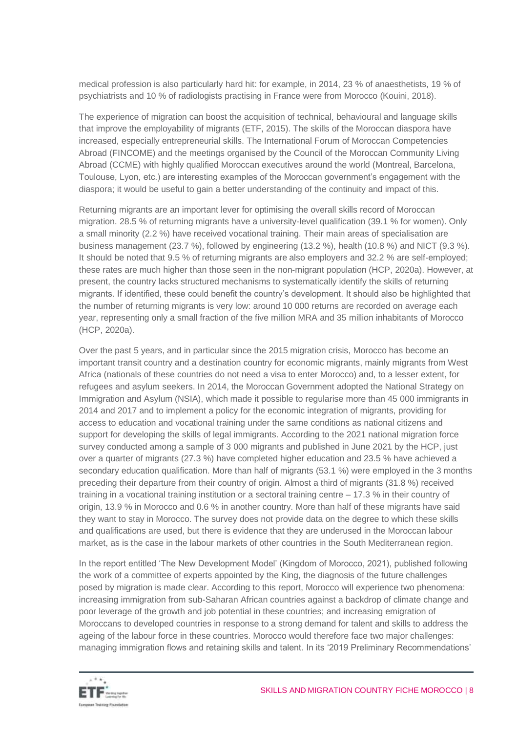medical profession is also particularly hard hit: for example, in 2014, 23 % of anaesthetists, 19 % of psychiatrists and 10 % of radiologists practising in France were from Morocco (Kouini, 2018).

The experience of migration can boost the acquisition of technical, behavioural and language skills that improve the employability of migrants (ETF, 2015). The skills of the Moroccan diaspora have increased, especially entrepreneurial skills. The International Forum of Moroccan Competencies Abroad (FINCOME) and the meetings organised by the Council of the Moroccan Community Living Abroad (CCME) with highly qualified Moroccan executives around the world (Montreal, Barcelona, Toulouse, Lyon, etc.) are interesting examples of the Moroccan government's engagement with the diaspora; it would be useful to gain a better understanding of the continuity and impact of this.

Returning migrants are an important lever for optimising the overall skills record of Moroccan migration. 28.5 % of returning migrants have a university-level qualification (39.1 % for women). Only a small minority (2.2 %) have received vocational training. Their main areas of specialisation are business management (23.7 %), followed by engineering (13.2 %), health (10.8 %) and NICT (9.3 %). It should be noted that 9.5 % of returning migrants are also employers and 32.2 % are self-employed; these rates are much higher than those seen in the non-migrant population (HCP, 2020a). However, at present, the country lacks structured mechanisms to systematically identify the skills of returning migrants. If identified, these could benefit the country's development. It should also be highlighted that the number of returning migrants is very low: around 10 000 returns are recorded on average each year, representing only a small fraction of the five million MRA and 35 million inhabitants of Morocco (HCP, 2020a).

Over the past 5 years, and in particular since the 2015 migration crisis, Morocco has become an important transit country and a destination country for economic migrants, mainly migrants from West Africa (nationals of these countries do not need a visa to enter Morocco) and, to a lesser extent, for refugees and asylum seekers. In 2014, the Moroccan Government adopted the National Strategy on Immigration and Asylum (NSIA), which made it possible to regularise more than 45 000 immigrants in 2014 and 2017 and to implement a policy for the economic integration of migrants, providing for access to education and vocational training under the same conditions as national citizens and support for developing the skills of legal immigrants. According to the 2021 national migration force survey conducted among a sample of 3 000 migrants and published in June 2021 by the HCP, just over a quarter of migrants (27.3 %) have completed higher education and 23.5 % have achieved a secondary education qualification. More than half of migrants (53.1 %) were employed in the 3 months preceding their departure from their country of origin. Almost a third of migrants (31.8 %) received training in a vocational training institution or a sectoral training centre – 17.3 % in their country of origin, 13.9 % in Morocco and 0.6 % in another country. More than half of these migrants have said they want to stay in Morocco. The survey does not provide data on the degree to which these skills and qualifications are used, but there is evidence that they are underused in the Moroccan labour market, as is the case in the labour markets of other countries in the South Mediterranean region.

In the report entitled 'The New Development Model' (Kingdom of Morocco, 2021), published following the work of a committee of experts appointed by the King, the diagnosis of the future challenges posed by migration is made clear. According to this report, Morocco will experience two phenomena: increasing immigration from sub-Saharan African countries against a backdrop of climate change and poor leverage of the growth and job potential in these countries; and increasing emigration of Moroccans to developed countries in response to a strong demand for talent and skills to address the ageing of the labour force in these countries. Morocco would therefore face two major challenges: managing immigration flows and retaining skills and talent. In its '2019 Preliminary Recommendations'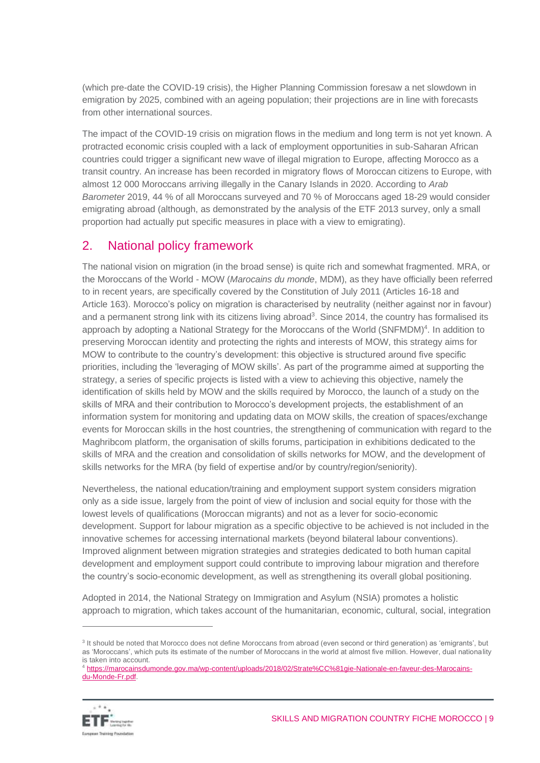(which pre-date the COVID-19 crisis), the Higher Planning Commission foresaw a net slowdown in emigration by 2025, combined with an ageing population; their projections are in line with forecasts from other international sources.

The impact of the COVID-19 crisis on migration flows in the medium and long term is not yet known. A protracted economic crisis coupled with a lack of employment opportunities in sub-Saharan African countries could trigger a significant new wave of illegal migration to Europe, affecting Morocco as a transit country. An increase has been recorded in migratory flows of Moroccan citizens to Europe, with almost 12 000 Moroccans arriving illegally in the Canary Islands in 2020. According to *Arab Barometer* 2019, 44 % of all Moroccans surveyed and 70 % of Moroccans aged 18-29 would consider emigrating abroad (although, as demonstrated by the analysis of the ETF 2013 survey, only a small proportion had actually put specific measures in place with a view to emigrating).

## 2. National policy framework

The national vision on migration (in the broad sense) is quite rich and somewhat fragmented. MRA, or the Moroccans of the World - MOW (*Marocains du monde*, MDM), as they have officially been referred to in recent years, are specifically covered by the Constitution of July 2011 (Articles 16-18 and Article 163). Morocco's policy on migration is characterised by neutrality (neither against nor in favour) and a permanent strong link with its citizens living abroad[3]. Since 2014, the country has formalised its approach by adopting a National Strategy for the Moroccans of the World (SNFMDM)[4]. In addition to preserving Moroccan identity and protecting the rights and interests of MOW, this strategy aims for MOW to contribute to the country's development: this objective is structured around five specific priorities, including the 'leveraging of MOW skills'. As part of the programme aimed at supporting the strategy, a series of specific projects is listed with a view to achieving this objective, namely the identification of skills held by MOW and the skills required by Morocco, the launch of a study on the skills of MRA and their contribution to Morocco's development projects, the establishment of an information system for monitoring and updating data on MOW skills, the creation of spaces/exchange events for Moroccan skills in the host countries, the strengthening of communication with regard to the Maghribcom platform, the organisation of skills forums, participation in exhibitions dedicated to the skills of MRA and the creation and consolidation of skills networks for MOW, and the development of skills networks for the MRA (by field of expertise and/or by country/region/seniority).

Nevertheless, the national education/training and employment support system considers migration only as a side issue, largely from the point of view of inclusion and social equity for those with the lowest levels of qualifications (Moroccan migrants) and not as a lever for socio-economic development. Support for labour migration as a specific objective to be achieved is not included in the innovative schemes for accessing international markets (beyond bilateral labour conventions). Improved alignment between migration strategies and strategies dedicated to both human capital development and employment support could contribute to improving labour migration and therefore the country's socio-economic development, as well as strengthening its overall global positioning.

Adopted in 2014, the National Strategy on Immigration and Asylum (NSIA) promotes a holistic approach to migration, which takes account of the humanitarian, economic, cultural, social, integration

[3] It should be noted that Morocco does not define Moroccans from abroad (even second or third generation) as 'emigrants', but as 'Moroccans', which puts its estimate of the number of Moroccans in the world at almost five million. However, dual nationality is taken into account.

[4] https://marocainsdumonde.gov.ma/wp-content/uploads/2018/02/Strate%CC%81gie-Nationale-en-faveur-des-Marocains-du-Monde-Fr.pdf.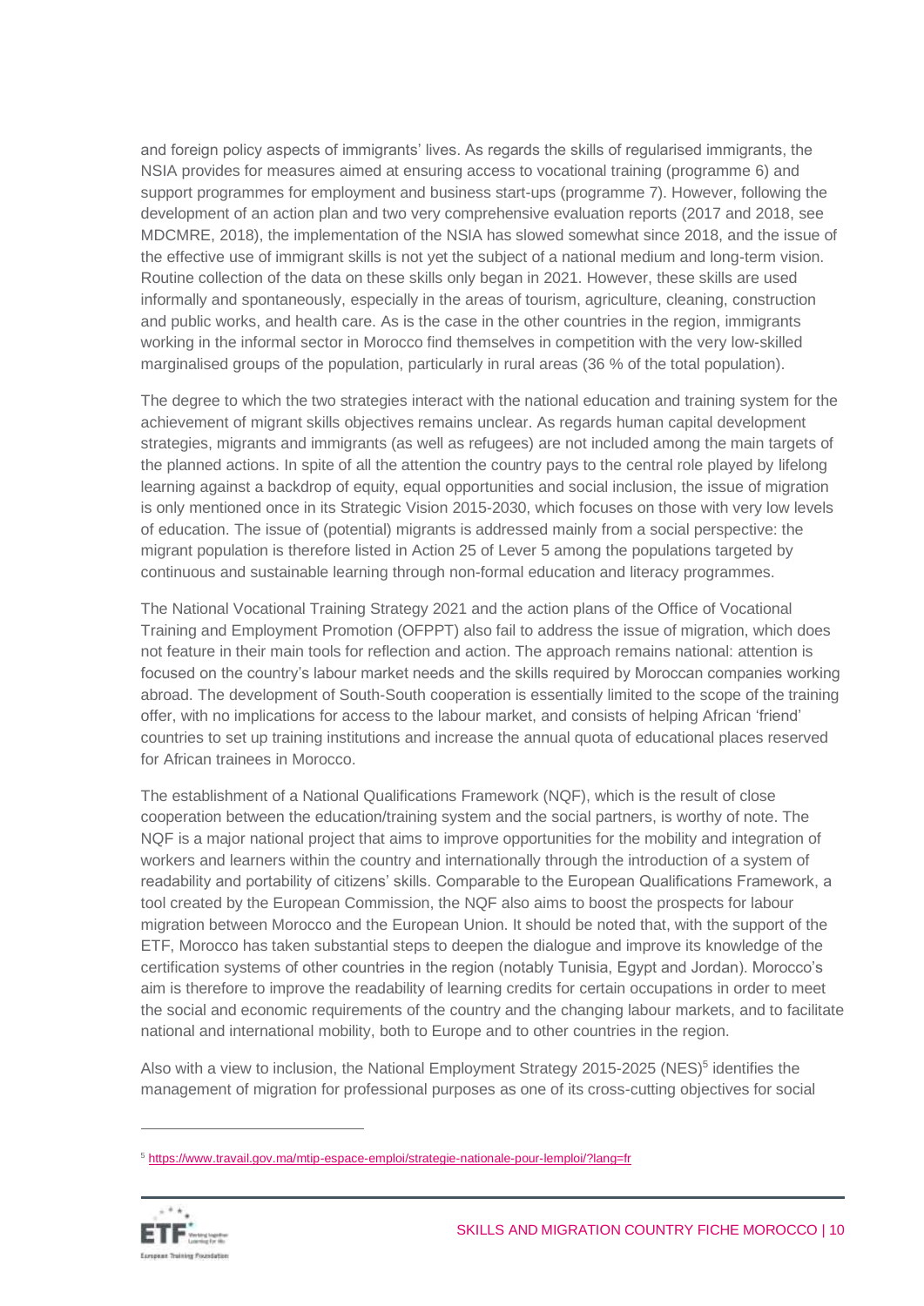and foreign policy aspects of immigrants' lives. As regards the skills of regularised immigrants, the NSIA provides for measures aimed at ensuring access to vocational training (programme 6) and support programmes for employment and business start-ups (programme 7). However, following the development of an action plan and two very comprehensive evaluation reports (2017 and 2018, see MDCMRE, 2018), the implementation of the NSIA has slowed somewhat since 2018, and the issue of the effective use of immigrant skills is not yet the subject of a national medium and long-term vision. Routine collection of the data on these skills only began in 2021. However, these skills are used informally and spontaneously, especially in the areas of tourism, agriculture, cleaning, construction and public works, and health care. As is the case in the other countries in the region, immigrants working in the informal sector in Morocco find themselves in competition with the very low-skilled marginalised groups of the population, particularly in rural areas (36 % of the total population).

The degree to which the two strategies interact with the national education and training system for the achievement of migrant skills objectives remains unclear. As regards human capital development strategies, migrants and immigrants (as well as refugees) are not included among the main targets of the planned actions. In spite of all the attention the country pays to the central role played by lifelong learning against a backdrop of equity, equal opportunities and social inclusion, the issue of migration is only mentioned once in its Strategic Vision 2015-2030, which focuses on those with very low levels of education. The issue of (potential) migrants is addressed mainly from a social perspective: the migrant population is therefore listed in Action 25 of Lever 5 among the populations targeted by continuous and sustainable learning through non-formal education and literacy programmes.

The National Vocational Training Strategy 2021 and the action plans of the Office of Vocational Training and Employment Promotion (OFPPT) also fail to address the issue of migration, which does not feature in their main tools for reflection and action. The approach remains national: attention is focused on the country's labour market needs and the skills required by Moroccan companies working abroad. The development of South-South cooperation is essentially limited to the scope of the training offer, with no implications for access to the labour market, and consists of helping African 'friend' countries to set up training institutions and increase the annual quota of educational places reserved for African trainees in Morocco.

The establishment of a National Qualifications Framework (NQF), which is the result of close cooperation between the education/training system and the social partners, is worthy of note. The NQF is a major national project that aims to improve opportunities for the mobility and integration of workers and learners within the country and internationally through the introduction of a system of readability and portability of citizens' skills. Comparable to the European Qualifications Framework, a tool created by the European Commission, the NQF also aims to boost the prospects for labour migration between Morocco and the European Union. It should be noted that, with the support of the ETF, Morocco has taken substantial steps to deepen the dialogue and improve its knowledge of the certification systems of other countries in the region (notably Tunisia, Egypt and Jordan). Morocco's aim is therefore to improve the readability of learning credits for certain occupations in order to meet the social and economic requirements of the country and the changing labour markets, and to facilitate national and international mobility, both to Europe and to other countries in the region.

Also with a view to inclusion, the National Employment Strategy 2015-2025 (NES)[5] identifies the management of migration for professional purposes as one of its cross-cutting objectives for social

[5] https://www.travail.gov.ma/mtip-espace-emploi/strategie-nationale-pour-lemploi/?lang=fr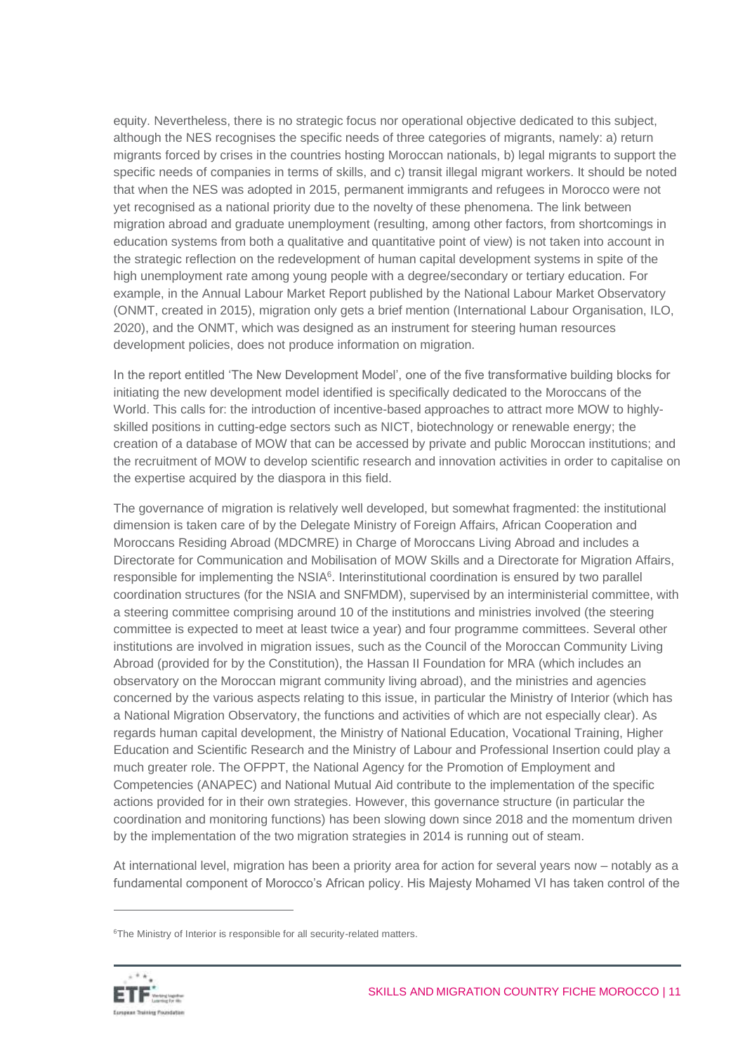equity. Nevertheless, there is no strategic focus nor operational objective dedicated to this subject, although the NES recognises the specific needs of three categories of migrants, namely: a) return migrants forced by crises in the countries hosting Moroccan nationals, b) legal migrants to support the specific needs of companies in terms of skills, and c) transit illegal migrant workers. It should be noted that when the NES was adopted in 2015, permanent immigrants and refugees in Morocco were not yet recognised as a national priority due to the novelty of these phenomena. The link between migration abroad and graduate unemployment (resulting, among other factors, from shortcomings in education systems from both a qualitative and quantitative point of view) is not taken into account in the strategic reflection on the redevelopment of human capital development systems in spite of the high unemployment rate among young people with a degree/secondary or tertiary education. For example, in the Annual Labour Market Report published by the National Labour Market Observatory (ONMT, created in 2015), migration only gets a brief mention (International Labour Organisation, ILO, 2020), and the ONMT, which was designed as an instrument for steering human resources development policies, does not produce information on migration.

In the report entitled 'The New Development Model', one of the five transformative building blocks for initiating the new development model identified is specifically dedicated to the Moroccans of the World. This calls for: the introduction of incentive-based approaches to attract more MOW to highly-skilled positions in cutting-edge sectors such as NICT, biotechnology or renewable energy; the creation of a database of MOW that can be accessed by private and public Moroccan institutions; and the recruitment of MOW to develop scientific research and innovation activities in order to capitalise on the expertise acquired by the diaspora in this field.

The governance of migration is relatively well developed, but somewhat fragmented: the institutional dimension is taken care of by the Delegate Ministry of Foreign Affairs, African Cooperation and Moroccans Residing Abroad (MDCMRE) in Charge of Moroccans Living Abroad and includes a Directorate for Communication and Mobilisation of MOW Skills and a Directorate for Migration Affairs, responsible for implementing the NSIA[6]. Interinstitutional coordination is ensured by two parallel coordination structures (for the NSIA and SNFMDM), supervised by an interministerial committee, with a steering committee comprising around 10 of the institutions and ministries involved (the steering committee is expected to meet at least twice a year) and four programme committees. Several other institutions are involved in migration issues, such as the Council of the Moroccan Community Living Abroad (provided for by the Constitution), the Hassan II Foundation for MRA (which includes an observatory on the Moroccan migrant community living abroad), and the ministries and agencies concerned by the various aspects relating to this issue, in particular the Ministry of Interior (which has a National Migration Observatory, the functions and activities of which are not especially clear). As regards human capital development, the Ministry of National Education, Vocational Training, Higher Education and Scientific Research and the Ministry of Labour and Professional Insertion could play a much greater role. The OFPPT, the National Agency for the Promotion of Employment and Competencies (ANAPEC) and National Mutual Aid contribute to the implementation of the specific actions provided for in their own strategies. However, this governance structure (in particular the coordination and monitoring functions) has been slowing down since 2018 and the momentum driven by the implementation of the two migration strategies in 2014 is running out of steam.

At international level, migration has been a priority area for action for several years now – notably as a fundamental component of Morocco's African policy. His Majesty Mohamed VI has taken control of the

---

[6] The Ministry of Interior is responsible for all security-related matters.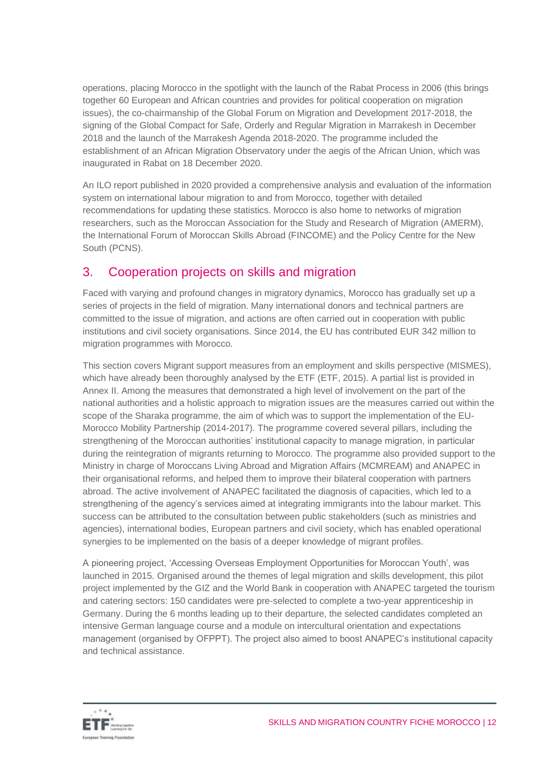operations, placing Morocco in the spotlight with the launch of the Rabat Process in 2006 (this brings together 60 European and African countries and provides for political cooperation on migration issues), the co-chairmanship of the Global Forum on Migration and Development 2017-2018, the signing of the Global Compact for Safe, Orderly and Regular Migration in Marrakesh in December 2018 and the launch of the Marrakesh Agenda 2018-2020. The programme included the establishment of an African Migration Observatory under the aegis of the African Union, which was inaugurated in Rabat on 18 December 2020.

An ILO report published in 2020 provided a comprehensive analysis and evaluation of the information system on international labour migration to and from Morocco, together with detailed recommendations for updating these statistics. Morocco is also home to networks of migration researchers, such as the Moroccan Association for the Study and Research of Migration (AMERM), the International Forum of Moroccan Skills Abroad (FINCOME) and the Policy Centre for the New South (PCNS).

## 3. Cooperation projects on skills and migration

Faced with varying and profound changes in migratory dynamics, Morocco has gradually set up a series of projects in the field of migration. Many international donors and technical partners are committed to the issue of migration, and actions are often carried out in cooperation with public institutions and civil society organisations. Since 2014, the EU has contributed EUR 342 million to migration programmes with Morocco.

This section covers Migrant support measures from an employment and skills perspective (MISMES), which have already been thoroughly analysed by the ETF (ETF, 2015). A partial list is provided in Annex II. Among the measures that demonstrated a high level of involvement on the part of the national authorities and a holistic approach to migration issues are the measures carried out within the scope of the Sharaka programme, the aim of which was to support the implementation of the EU-Morocco Mobility Partnership (2014-2017). The programme covered several pillars, including the strengthening of the Moroccan authorities' institutional capacity to manage migration, in particular during the reintegration of migrants returning to Morocco. The programme also provided support to the Ministry in charge of Moroccans Living Abroad and Migration Affairs (MCMREAM) and ANAPEC in their organisational reforms, and helped them to improve their bilateral cooperation with partners abroad. The active involvement of ANAPEC facilitated the diagnosis of capacities, which led to a strengthening of the agency's services aimed at integrating immigrants into the labour market. This success can be attributed to the consultation between public stakeholders (such as ministries and agencies), international bodies, European partners and civil society, which has enabled operational synergies to be implemented on the basis of a deeper knowledge of migrant profiles.

A pioneering project, 'Accessing Overseas Employment Opportunities for Moroccan Youth', was launched in 2015. Organised around the themes of legal migration and skills development, this pilot project implemented by the GIZ and the World Bank in cooperation with ANAPEC targeted the tourism and catering sectors: 150 candidates were pre-selected to complete a two-year apprenticeship in Germany. During the 6 months leading up to their departure, the selected candidates completed an intensive German language course and a module on intercultural orientation and expectations management (organised by OFPPT). The project also aimed to boost ANAPEC's institutional capacity and technical assistance.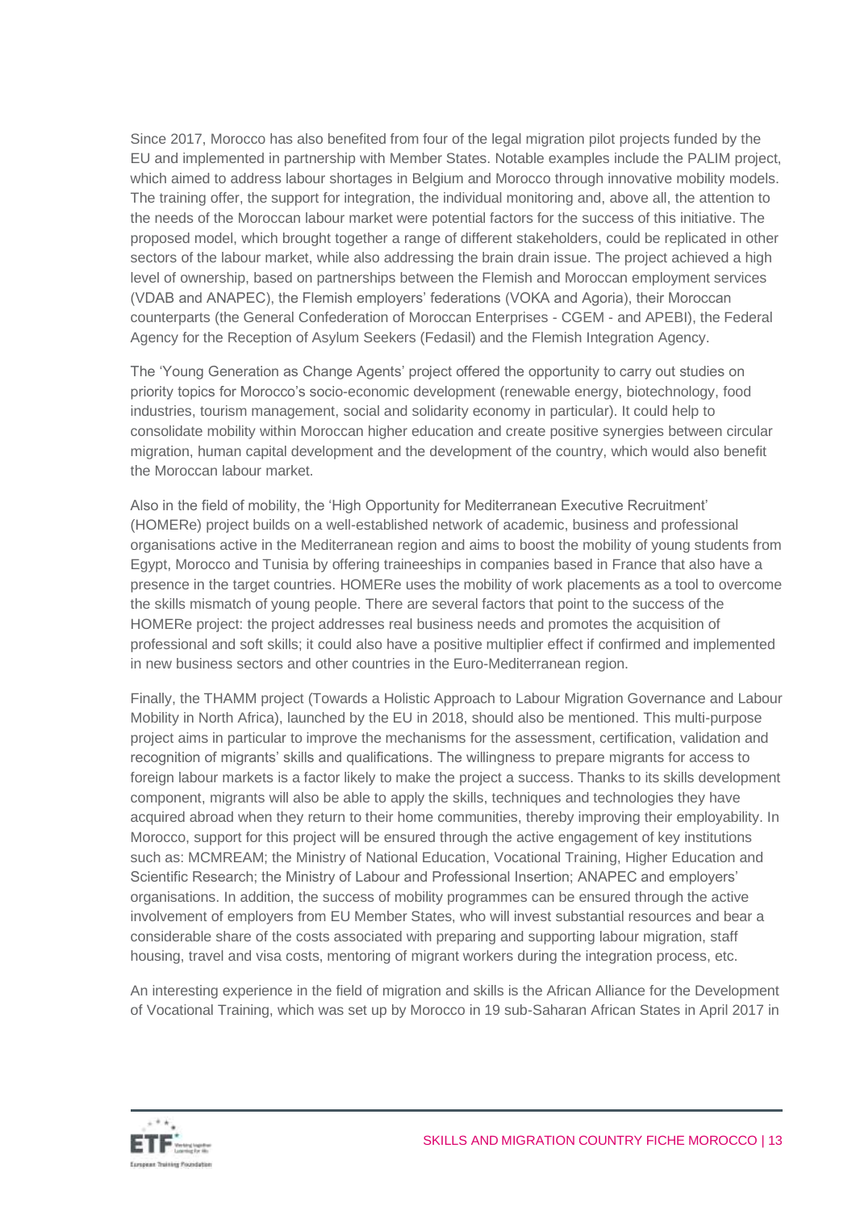Since 2017, Morocco has also benefited from four of the legal migration pilot projects funded by the EU and implemented in partnership with Member States. Notable examples include the PALIM project, which aimed to address labour shortages in Belgium and Morocco through innovative mobility models. The training offer, the support for integration, the individual monitoring and, above all, the attention to the needs of the Moroccan labour market were potential factors for the success of this initiative. The proposed model, which brought together a range of different stakeholders, could be replicated in other sectors of the labour market, while also addressing the brain drain issue. The project achieved a high level of ownership, based on partnerships between the Flemish and Moroccan employment services (VDAB and ANAPEC), the Flemish employers' federations (VOKA and Agoria), their Moroccan counterparts (the General Confederation of Moroccan Enterprises - CGEM - and APEBI), the Federal Agency for the Reception of Asylum Seekers (Fedasil) and the Flemish Integration Agency.

The 'Young Generation as Change Agents' project offered the opportunity to carry out studies on priority topics for Morocco's socio-economic development (renewable energy, biotechnology, food industries, tourism management, social and solidarity economy in particular). It could help to consolidate mobility within Moroccan higher education and create positive synergies between circular migration, human capital development and the development of the country, which would also benefit the Moroccan labour market.

Also in the field of mobility, the 'High Opportunity for Mediterranean Executive Recruitment' (HOMERe) project builds on a well-established network of academic, business and professional organisations active in the Mediterranean region and aims to boost the mobility of young students from Egypt, Morocco and Tunisia by offering traineeships in companies based in France that also have a presence in the target countries. HOMERe uses the mobility of work placements as a tool to overcome the skills mismatch of young people. There are several factors that point to the success of the HOMERe project: the project addresses real business needs and promotes the acquisition of professional and soft skills; it could also have a positive multiplier effect if confirmed and implemented in new business sectors and other countries in the Euro-Mediterranean region.

Finally, the THAMM project (Towards a Holistic Approach to Labour Migration Governance and Labour Mobility in North Africa), launched by the EU in 2018, should also be mentioned. This multi-purpose project aims in particular to improve the mechanisms for the assessment, certification, validation and recognition of migrants' skills and qualifications. The willingness to prepare migrants for access to foreign labour markets is a factor likely to make the project a success. Thanks to its skills development component, migrants will also be able to apply the skills, techniques and technologies they have acquired abroad when they return to their home communities, thereby improving their employability. In Morocco, support for this project will be ensured through the active engagement of key institutions such as: MCMREAM; the Ministry of National Education, Vocational Training, Higher Education and Scientific Research; the Ministry of Labour and Professional Insertion; ANAPEC and employers' organisations. In addition, the success of mobility programmes can be ensured through the active involvement of employers from EU Member States, who will invest substantial resources and bear a considerable share of the costs associated with preparing and supporting labour migration, staff housing, travel and visa costs, mentoring of migrant workers during the integration process, etc.

An interesting experience in the field of migration and skills is the African Alliance for the Development of Vocational Training, which was set up by Morocco in 19 sub-Saharan African States in April 2017 in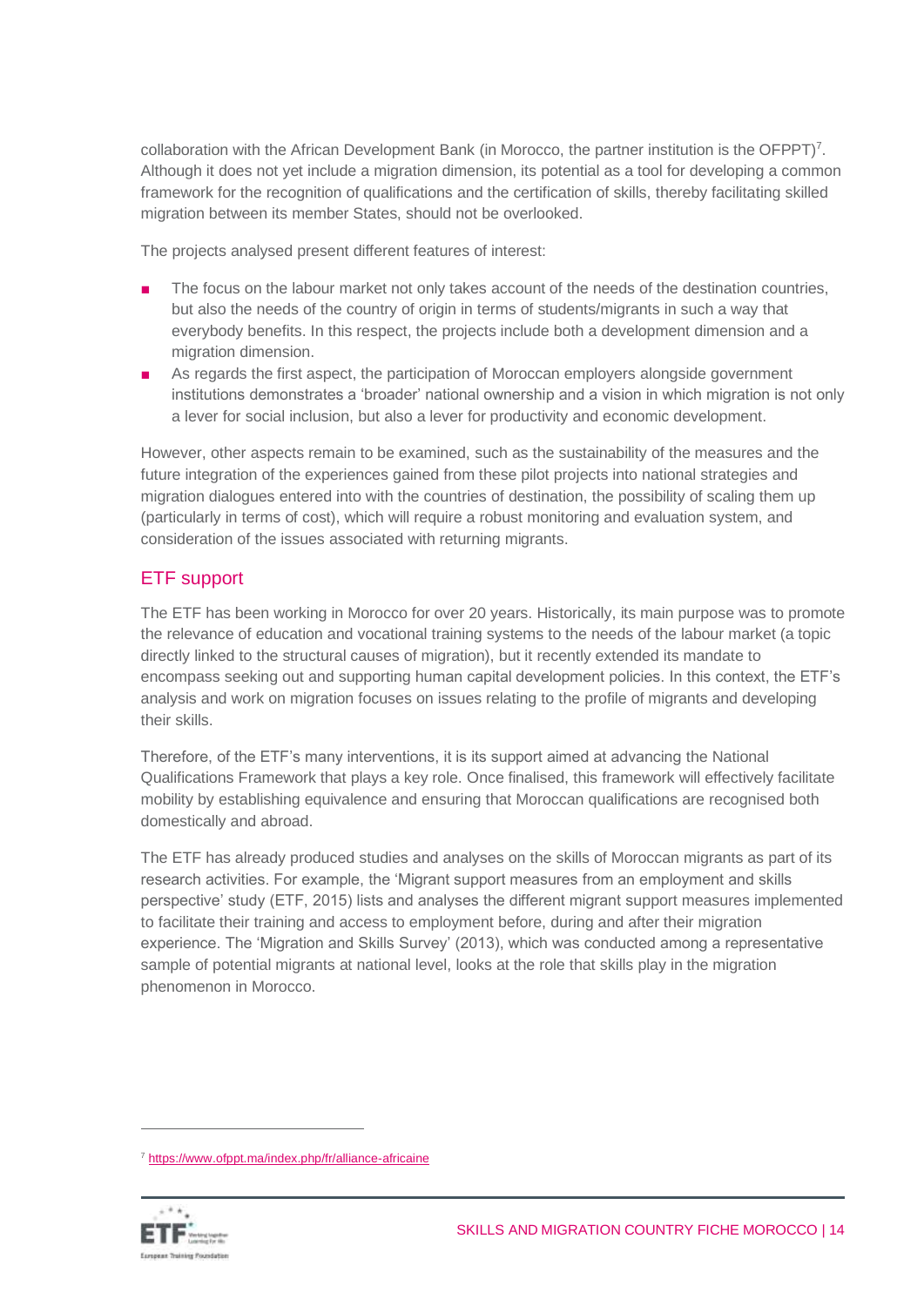collaboration with the African Development Bank (in Morocco, the partner institution is the OFPPT)[7]. Although it does not yet include a migration dimension, its potential as a tool for developing a common framework for the recognition of qualifications and the certification of skills, thereby facilitating skilled migration between its member States, should not be overlooked.

The projects analysed present different features of interest:

- The focus on the labour market not only takes account of the needs of the destination countries, but also the needs of the country of origin in terms of students/migrants in such a way that everybody benefits. In this respect, the projects include both a development dimension and a migration dimension.
- As regards the first aspect, the participation of Moroccan employers alongside government institutions demonstrates a 'broader' national ownership and a vision in which migration is not only a lever for social inclusion, but also a lever for productivity and economic development.

However, other aspects remain to be examined, such as the sustainability of the measures and the future integration of the experiences gained from these pilot projects into national strategies and migration dialogues entered into with the countries of destination, the possibility of scaling them up (particularly in terms of cost), which will require a robust monitoring and evaluation system, and consideration of the issues associated with returning migrants.

## ETF support

The ETF has been working in Morocco for over 20 years. Historically, its main purpose was to promote the relevance of education and vocational training systems to the needs of the labour market (a topic directly linked to the structural causes of migration), but it recently extended its mandate to encompass seeking out and supporting human capital development policies. In this context, the ETF's analysis and work on migration focuses on issues relating to the profile of migrants and developing their skills.

Therefore, of the ETF's many interventions, it is its support aimed at advancing the National Qualifications Framework that plays a key role. Once finalised, this framework will effectively facilitate mobility by establishing equivalence and ensuring that Moroccan qualifications are recognised both domestically and abroad.

The ETF has already produced studies and analyses on the skills of Moroccan migrants as part of its research activities. For example, the 'Migrant support measures from an employment and skills perspective' study (ETF, 2015) lists and analyses the different migrant support measures implemented to facilitate their training and access to employment before, during and after their migration experience. The 'Migration and Skills Survey' (2013), which was conducted among a representative sample of potential migrants at national level, looks at the role that skills play in the migration phenomenon in Morocco.

[7] https://www.ofppt.ma/index.php/fr/alliance-africaine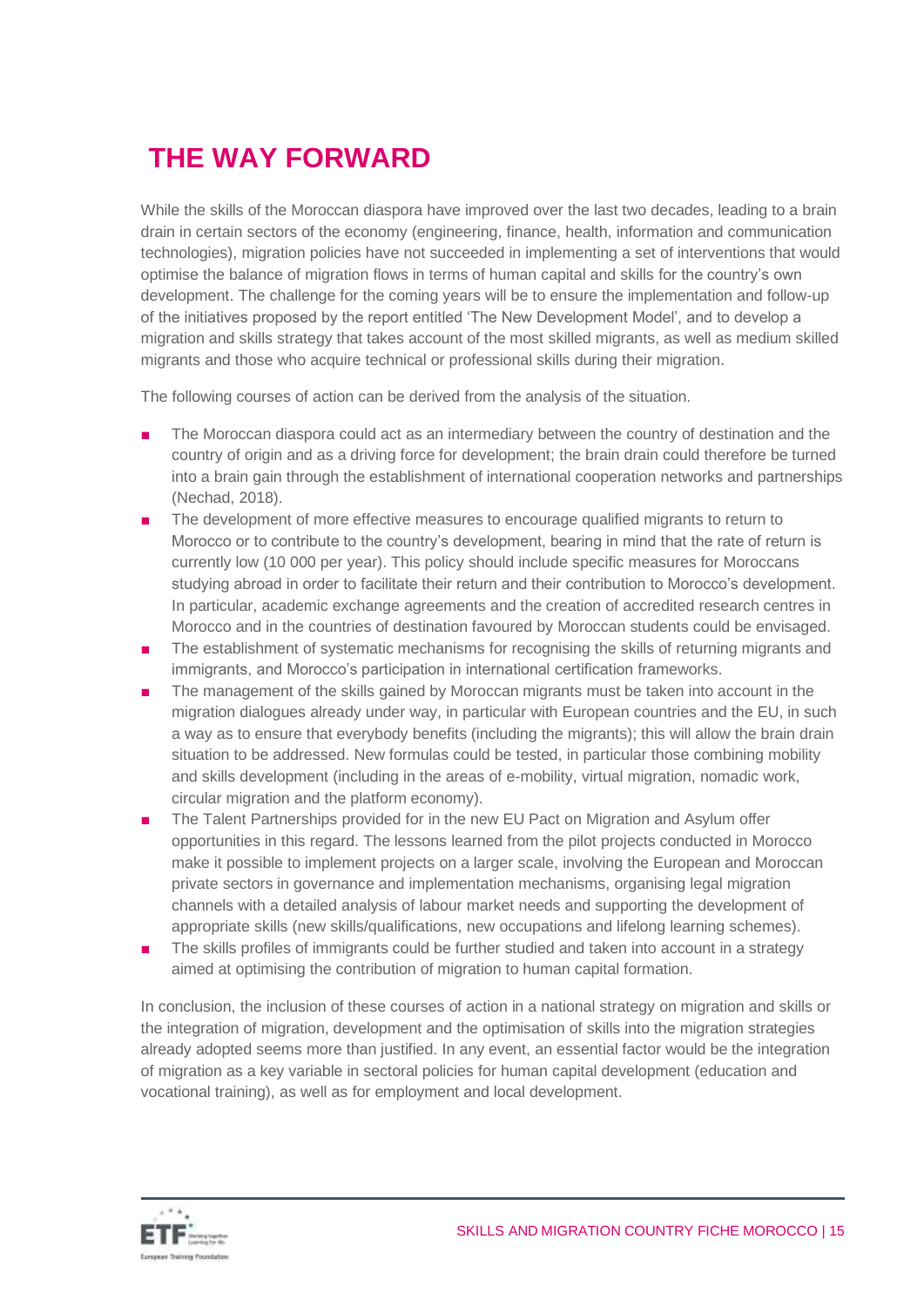# THE WAY FORWARD

While the skills of the Moroccan diaspora have improved over the last two decades, leading to a brain drain in certain sectors of the economy (engineering, finance, health, information and communication technologies), migration policies have not succeeded in implementing a set of interventions that would optimise the balance of migration flows in terms of human capital and skills for the country's own development. The challenge for the coming years will be to ensure the implementation and follow-up of the initiatives proposed by the report entitled 'The New Development Model', and to develop a migration and skills strategy that takes account of the most skilled migrants, as well as medium skilled migrants and those who acquire technical or professional skills during their migration.

The following courses of action can be derived from the analysis of the situation.

- The Moroccan diaspora could act as an intermediary between the country of destination and the country of origin and as a driving force for development; the brain drain could therefore be turned into a brain gain through the establishment of international cooperation networks and partnerships (Nechad, 2018).
- The development of more effective measures to encourage qualified migrants to return to Morocco or to contribute to the country's development, bearing in mind that the rate of return is currently low (10 000 per year). This policy should include specific measures for Moroccans studying abroad in order to facilitate their return and their contribution to Morocco's development. In particular, academic exchange agreements and the creation of accredited research centres in Morocco and in the countries of destination favoured by Moroccan students could be envisaged.
- The establishment of systematic mechanisms for recognising the skills of returning migrants and immigrants, and Morocco's participation in international certification frameworks.
- The management of the skills gained by Moroccan migrants must be taken into account in the migration dialogues already under way, in particular with European countries and the EU, in such a way as to ensure that everybody benefits (including the migrants); this will allow the brain drain situation to be addressed. New formulas could be tested, in particular those combining mobility and skills development (including in the areas of e-mobility, virtual migration, nomadic work, circular migration and the platform economy).
- The Talent Partnerships provided for in the new EU Pact on Migration and Asylum offer opportunities in this regard. The lessons learned from the pilot projects conducted in Morocco make it possible to implement projects on a larger scale, involving the European and Moroccan private sectors in governance and implementation mechanisms, organising legal migration channels with a detailed analysis of labour market needs and supporting the development of appropriate skills (new skills/qualifications, new occupations and lifelong learning schemes).
- The skills profiles of immigrants could be further studied and taken into account in a strategy aimed at optimising the contribution of migration to human capital formation.

In conclusion, the inclusion of these courses of action in a national strategy on migration and skills or the integration of migration, development and the optimisation of skills into the migration strategies already adopted seems more than justified. In any event, an essential factor would be the integration of migration as a key variable in sectoral policies for human capital development (education and vocational training), as well as for employment and local development.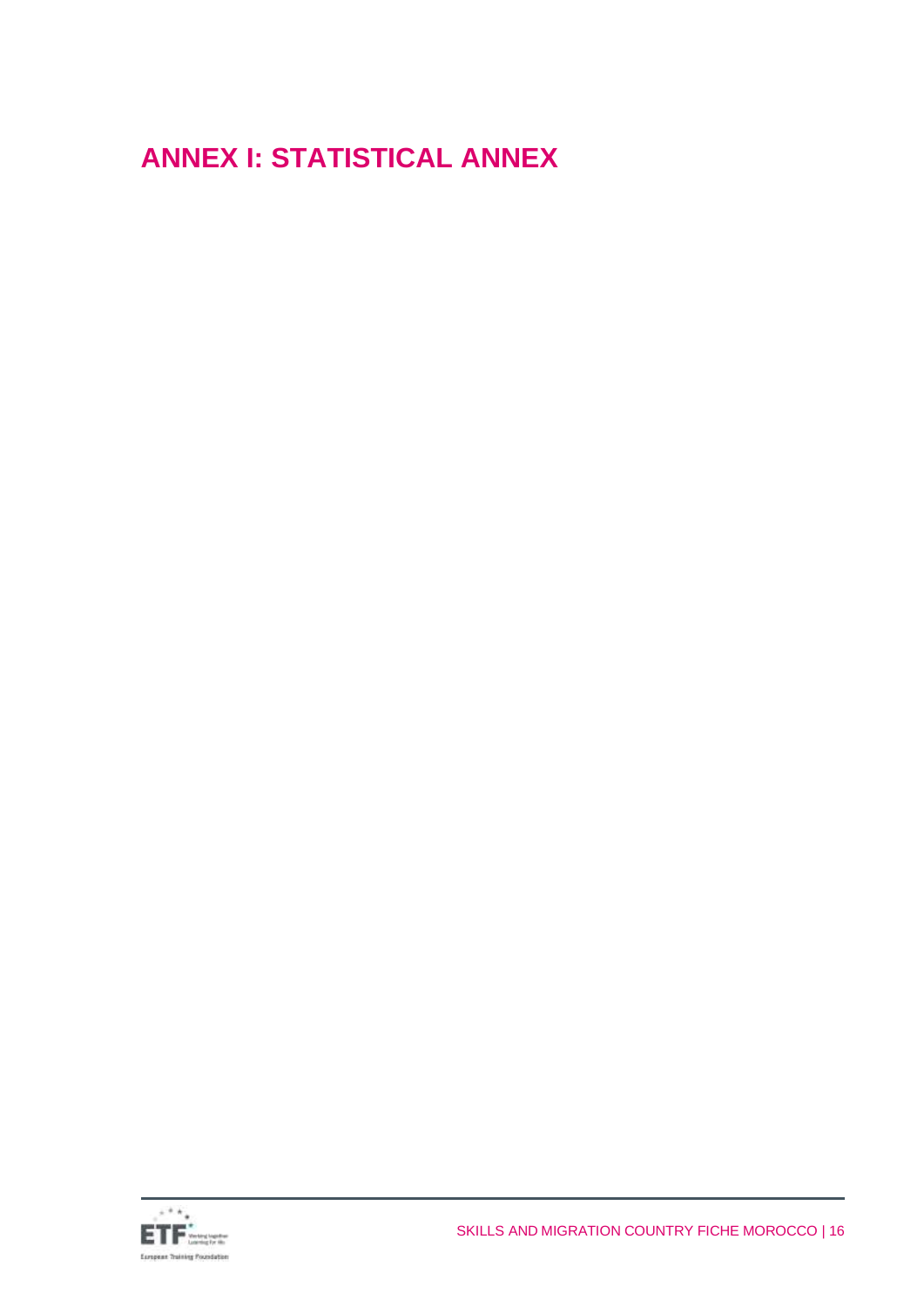# ANNEX I: STATISTICAL ANNEX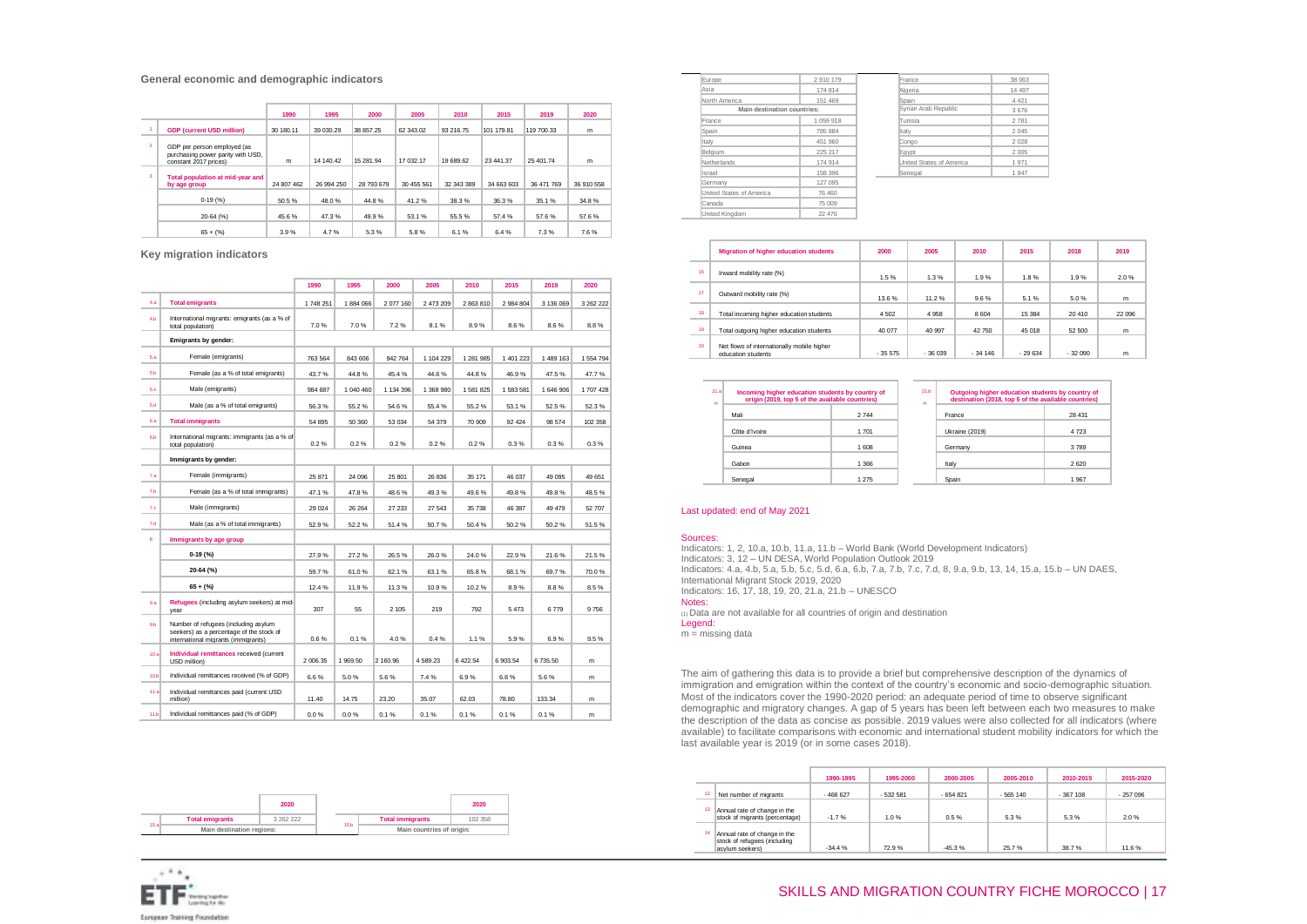## General economic and demographic indicators

| | | 1990 | 1995 | 2000 | 2005 | 2010 | 2015 | 2019 | 2020 |
|---|---|---|---|---|---|---|---|---|---|
| 1 | **GDP (current USD million)** | 30 180.11 | 39 030.29 | 38 857.25 | 62 343.02 | 93 216.75 | 101 179.81 | 119 700.33 | m |
| 2 | GDP per person employed (as purchasing power parity with USD, constant 2017 prices) | m | 14 140.42 | 15 281.94 | 17 032.17 | 19 689.62 | 23 441.37 | 25 401.74 | m |
| 3 | **Total population at mid-year and by age group** | 24 807 462 | 26 994 250 | 28 793 679 | 30 455 561 | 32 343 389 | 34 663 603 | 36 471 769 | 36 910 558 |
| | 0-19 (%) | 50.5 % | 48.0 % | 44.8 % | 41.2 % | 38.3 % | 36.3 % | 35.1 % | 34.8 % |
| | 20-64 (%) | 45.6 % | 47.3 % | 49.9 % | 53.1 % | 55.5 % | 57.4 % | 57.6 % | 57.6 % |
| | 65 + (%) | 3.9 % | 4.7 % | 5.3 % | 5.8 % | 6.1 % | 6.4 % | 7.3 % | 7.6 % |

## Key migration indicators

| | | 1990 | 1995 | 2000 | 2005 | 2010 | 2015 | 2019 | 2020 |
|---|---|---|---|---|---|---|---|---|---|
| 4.a | **Total emigrants** | 1 748 251 | 1 884 066 | 2 077 160 | 2 473 209 | 2 863 810 | 2 984 804 | 3 136 069 | 3 262 222 |
| 4.b | International migrants: emigrants (as a % of total population) | 7.0 % | 7.0 % | 7.2 % | 8.1 % | 8.9 % | 8.6 % | 8.6 % | 8.8 % |
| | **Emigrants by gender:** | | | | | | | | |
| 5.a | Female (emigrants) | 763 564 | 843 606 | 942 764 | 1 104 229 | 1 281 985 | 1 401 223 | 1 489 163 | 1 554 794 |
| 5.b | Female (as a % of total emigrants) | 43.7 % | 44.8 % | 45.4 % | 44.6 % | 44.8 % | 46.9 % | 47.5 % | 47.7 % |
| 5.c | Male (emigrants) | 984 687 | 1 040 460 | 1 134 396 | 1 368 980 | 1 581 825 | 1 583 581 | 1 646 906 | 1 707 428 |
| 5.d | Male (as a % of total emigrants) | 56.3 % | 55.2 % | 54.6 % | 55.4 % | 55.2 % | 53.1 % | 52.5 % | 52.3 % |
| 6.a | **Total immigrants** | 54 895 | 50 360 | 53 034 | 54 379 | 70 909 | 92 424 | 98 574 | 102 358 |
| 6.b | International migrants: immigrants (as a % of total population) | 0.2 % | 0.2 % | 0.2 % | 0.2 % | 0.2 % | 0.3 % | 0.3 % | 0.3 % |
| | **Immigrants by gender:** | | | | | | | | |
| 7.a | Female (immigrants) | 25 871 | 24 096 | 25 801 | 26 836 | 35 171 | 46 037 | 49 095 | 49 651 |
| 7.b | Female (as a % of total immigrants) | 47.1 % | 47.8 % | 48.6 % | 49.3 % | 49.6 % | 49.8 % | 49.8 % | 48.5 % |
| 7.c | Male (immigrants) | 29 024 | 26 264 | 27 233 | 27 543 | 35 738 | 46 387 | 49 479 | 52 707 |
| 7.d | Male (as a % of total immigrants) | 52.9 % | 52.2 % | 51.4 % | 50.7 % | 50.4 % | 50.2 % | 50.2 % | 51.5 % |
| 8 | **Immigrants by age group** | | | | | | | | |
| | **0-19 (%)** | 27.9 % | 27.2 % | 26.5 % | 26.0 % | 24.0 % | 22.9 % | 21.6 % | 21.5 % |
| | **20-64 (%)** | 59.7 % | 61.0 % | 62.1 % | 63.1 % | 65.8 % | 68.1 % | 69.7 % | 70.0 % |
| | **65 + (%)** | 12.4 % | 11.9 % | 11.3 % | 10.9 % | 10.2 % | 8.9 % | 8.8 % | 8.5 % |
| 9.a | **Refugees** (including asylum seekers) at mid-year | 307 | 55 | 2 105 | 219 | 792 | 5 473 | 6 779 | 9 756 |
| 9.b | Number of refugees (including asylum seekers) as a percentage of the stock of international migrants (immigrants) | 0.6 % | 0.1 % | 4.0 % | 0.4 % | 1.1 % | 5.9 % | 6.9 % | 9.5 % |
| 10.a | **Individual remittances** received (current USD million) | 2 006.35 | 1 969.50 | 2 160.96 | 4 589.23 | 6 422.54 | 6 903.54 | 6 735.50 | m |
| 10.b | Individual remittances received (% of GDP) | 6.6 % | 5.0 % | 5.6 % | 7.4 % | 6.9 % | 6.8 % | 5.6 % | m |
| 11.a | Individual remittances paid (current USD million) | 11.40 | 14.75 | 23.20 | 35.07 | 62.03 | 78.80 | 133.34 | m |
| 11.b | Individual remittances paid (% of GDP) | 0.0 % | 0.0 % | 0.1 % | 0.1 % | 0.1 % | 0.1 % | 0.1 % | m |

| | | 2020 |
|---|---|---|
| 15.a | **Total emigrants** | 3 262 222 |
| | **Main destination regions:** | |
| | Europe | 2 910 179 |
| | Asia | 174 814 |
| | North America | 151 469 |
| | **Main destination countries:** | |
| | France | 1 059 918 |
| | Spain | 785 884 |
| | Italy | 451 960 |
| | Belgium | 225 217 |
| | Netherlands | 174 914 |
| | Israel | 158 396 |
| | Germany | 127 095 |
| | United States of America | 76 460 |
| | Canada | 75 009 |
| | United Kingdom | 22 476 |

| | | 2020 |
|---|---|---|
| 15.b | **Total immigrants** | 102 358 |
| | **Main countries of origin:** | |
| | France | 38 063 |
| | Algeria | 14 497 |
| | Spain | 4 421 |
| | Syrian Arab Republic | 3 676 |
| | Tunisia | 2 781 |
| | Italy | 2 045 |
| | Congo | 2 028 |
| | Egypt | 2 005 |
| | United States of America | 1 971 |
| | Senegal | 1 947 |

| | **Migration of higher education students** | 2000 | 2005 | 2010 | 2015 | 2018 | 2019 |
|---|---|---|---|---|---|---|---|
| 16 | Inward mobility rate (%) | 1.5 % | 1.3 % | 1.9 % | 1.8 % | 1.9 % | 2.0 % |
| 17 | Outward mobility rate (%) | 13.6 % | 11.2 % | 9.6 % | 5.1 % | 5.0 % | m |
| 18 | Total incoming higher education students | 4 502 | 4 958 | 8 604 | 15 384 | 20 410 | 22 096 |
| 19 | Total outgoing higher education students | 40 077 | 40 997 | 42 750 | 45 018 | 52 500 | m |
| 20 | Net flows of internationally mobile higher education students | - 35 575 | - 36 039 | - 34 146 | - 29 634 | - 32 090 | m |

| 21.a (1) | **Incoming higher education students by country of origin (2019, top 5 of the available countries)** | |
|---|---|---|
| | Mali | 2 744 |
| | Côte d'Ivoire | 1 701 |
| | Guinea | 1 608 |
| | Gabon | 1 366 |
| | Senegal | 1 275 |

| 21.b (1) | **Outgoing higher education students by country of destination (2018, top 5 of the available countries)** | |
|---|---|---|
| | France | 28 431 |
| | Ukraine (2019) | 4 723 |
| | Germany | 3 789 |
| | Italy | 2 620 |
| | Spain | 1 967 |

Last updated: end of May 2021

Sources:

Indicators: 1, 2, 10.a, 10.b, 11.a, 11.b – World Bank (World Development Indicators)

Indicators: 3, 12 – UN DESA, World Population Outlook 2019

Indicators: 4.a, 4.b, 5.a, 5.b, 5.c, 5.d, 6.a, 6.b, 7.a, 7.b, 7.c, 7.d, 8, 9.a, 9.b, 13, 14, 15.a, 15.b – UN DAES, International Migrant Stock 2019, 2020

Indicators: 16, 17, 18, 19, 20, 21.a, 21.b – UNESCO

Notes:

(1) Data are not available for all countries of origin and destination

Legend:

m = missing data

The aim of gathering this data is to provide a brief but comprehensive description of the dynamics of immigration and emigration within the context of the country's economic and socio-demographic situation. Most of the indicators cover the 1990-2020 period: an adequate period of time to observe significant demographic and migratory changes. A gap of 5 years has been left between each two measures to make the description of the data as concise as possible. 2019 values were also collected for all indicators (where available) to facilitate comparisons with economic and international student mobility indicators for which the last available year is 2019 (or in some cases 2018).

| | | 1990-1995 | 1995-2000 | 2000-2005 | 2005-2010 | 2010-2015 | 2015-2020 |
|---|---|---|---|---|---|---|---|
| 12 | Net number of migrants | - 466 627 | - 532 581 | - 654 821 | - 565 140 | - 367 108 | - 257 096 |
| 13 | Annual rate of change in the stock of migrants (percentage) | -1.7 % | 1.0 % | 0.5 % | 5.3 % | 5.3 % | 2.0 % |
| 14 | Annual rate of change in the stock of refugees (including asylum seekers) | -34.4 % | 72.9 % | -45.3 % | 25.7 % | 38.7 % | 11.6 % |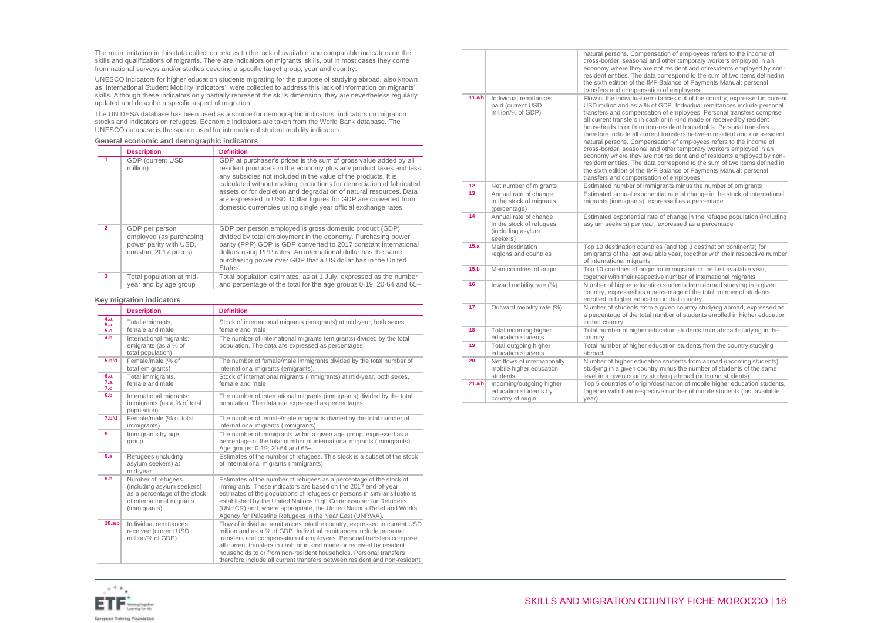The main limitation in this data collection relates to the lack of available and comparable indicators on the skills and qualifications of migrants. There are indicators on migrants' skills, but in most cases they come from national surveys and/or studies covering a specific target group, year and country.

UNESCO indicators for higher education students migrating for the purpose of studying abroad, also known as 'International Student Mobility Indicators', were collected to address this lack of information on migrants' skills. Although these indicators only partially represent the skills dimension, they are nevertheless regularly updated and describe a specific aspect of migration.

The UN DESA database has been used as a source for demographic indicators, indicators on migration stocks and indicators on refugees. Economic indicators are taken from the World Bank database. The UNESCO database is the source used for international student mobility indicators.

**General economic and demographic indicators**

| | Description | Definition |
|---|---|---|
| 1 | GDP (current USD million) | GDP at purchaser's prices is the sum of gross value added by all resident producers in the economy plus any product taxes and less any subsidies not included in the value of the products. It is calculated without making deductions for depreciation of fabricated assets or for depletion and degradation of natural resources. Data are expressed in USD. Dollar figures for GDP are converted from domestic currencies using single year official exchange rates. |
| 2 | GDP per person employed (as purchasing power parity with USD, constant 2017 prices) | GDP per person employed is gross domestic product (GDP) divided by total employment in the economy. Purchasing power parity (PPP) GDP is GDP converted to 2017 constant international dollars using PPP rates. An international dollar has the same purchasing power over GDP that a US dollar has in the United States. |
| 3 | Total population at mid-year and by age group | Total population estimates, as at 1 July, expressed as the number and percentage of the total for the age groups 0-19, 20-64 and 65+ |

**Key migration indicators**

| | Description | Definition |
|---|---|---|
| 4.a, 5.a, 5.c | Total emigrants, female and male | Stock of international migrants (emigrants) at mid-year, both sexes, female and male |
| 4.b | International migrants: emigrants (as a % of total population) | The number of international migrants (emigrants) divided by the total population. The data are expressed as percentages. |
| 5.b/d | Female/male (% of total emigrants) | The number of female/male immigrants divided by the total number of international migrants (emigrants). |
| 6.a, 7.a, 7.c | Total immigrants, female and male | Stock of international migrants (immigrants) at mid-year, both sexes, female and male |
| 6.b | International migrants: immigrants (as a % of total population) | The number of international migrants (immigrants) divided by the total population. The data are expressed as percentages. |
| 7.b/d | Female/male (% of total immigrants) | The number of female/male emigrants divided by the total number of international migrants (immigrants). |
| 8 | Immigrants by age group | The number of immigrants within a given age group, expressed as a percentage of the total number of international migrants (immigrants). Age groups: 0-19; 20-64 and 65+. |
| 9.a | Refugees (including asylum seekers) at mid-year | Estimates of the number of refugees. This stock is a subset of the stock of international migrants (immigrants). |
| 9.b | Number of refugees (including asylum seekers) as a percentage of the stock of international migrants (immigrants) | Estimates of the number of refugees as a percentage of the stock of immigrants. These indicators are based on the 2017 end-of-year estimates of the populations of refugees or persons in similar situations established by the United Nations High Commissioner for Refugees (UNHCR) and, where appropriate, the United Nations Relief and Works Agency for Palestine Refugees in the Near East (UNRWA). |
| 10.a/b | Individual remittances received (current USD million/% of GDP) | Flow of individual remittances into the country, expressed in current USD million and as a % of GDP. Individual remittances include personal transfers and compensation of employees. Personal transfers comprise all current transfers in cash or in kind made or received by resident households to or from non-resident households. Personal transfers therefore include all current transfers between resident and non-resident natural persons. Compensation of employees refers to the income of cross-border, seasonal and other temporary workers employed in an economy where they are not resident and of residents employed by non-resident entities. The data correspond to the sum of two items defined in the sixth edition of the IMF Balance of Payments Manual: personal transfers and compensation of employees. |
| 11.a/b | Individual remittances paid (current USD million/% of GDP) | Flow of the individual remittances out of the country, expressed in current USD million and as a % of GDP. Individual remittances include personal transfers and compensation of employees. Personal transfers comprise all current transfers in cash or in kind made or received by resident households to or from non-resident households. Personal transfers therefore include all current transfers between resident and non-resident natural persons. Compensation of employees refers to the income of cross-border, seasonal and other temporary workers employed in an economy where they are not resident and of residents employed by non-resident entities. The data correspond to the sum of two items defined in the sixth edition of the IMF Balance of Payments Manual: personal transfers and compensation of employees. |
| 12 | Net number of migrants | Estimated number of immigrants minus the number of emigrants |
| 13 | Annual rate of change in the stock of migrants (percentage) | Estimated annual exponential rate of change in the stock of international migrants (immigrants), expressed as a percentage |
| 14 | Annual rate of change in the stock of refugees (including asylum seekers) | Estimated exponential rate of change in the refugee population (including asylum seekers) per year, expressed as a percentage |
| 15.a | Main destination regions and countries | Top 10 destination countries (and top 3 destination continents) for emigrants of the last available year, together with their respective number of international migrants |
| 15.b | Main countries of origin | Top 10 countries of origin for immigrants in the last available year, together with their respective number of international migrants |
| 16 | Inward mobility rate (%) | Number of higher education students from abroad studying in a given country, expressed as a percentage of the total number of students enrolled in higher education in that country. |
| 17 | Outward mobility rate (%) | Number of students from a given country studying abroad, expressed as a percentage of the total number of students enrolled in higher education in that country. |
| 18 | Total incoming higher education students | Total number of higher education students from abroad studying in the country |
| 19 | Total outgoing higher education students | Total number of higher education students from the country studying abroad |
| 20 | Net flows of internationally mobile higher education students | Number of higher education students from abroad (incoming students) studying in a given country minus the number of students of the same level in a given country studying abroad (outgoing students) |
| 21.a/b | Incoming/outgoing higher education students by country of origin | Top 5 countries of origin/destination of mobile higher education students, together with their respective number of mobile students (last available year) |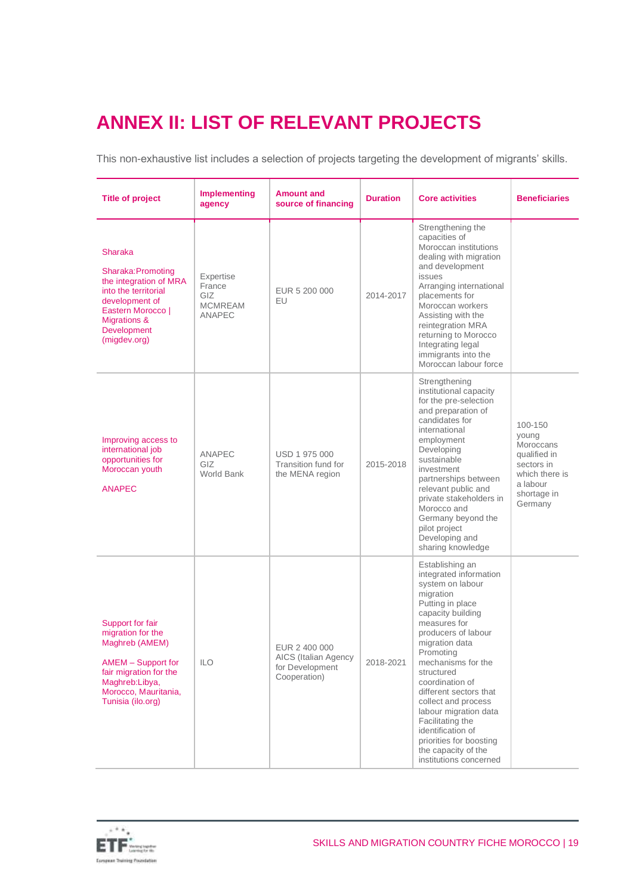# ANNEX II: LIST OF RELEVANT PROJECTS

This non-exhaustive list includes a selection of projects targeting the development of migrants' skills.

| Title of project | Implementing agency | Amount and source of financing | Duration | Core activities | Beneficiaries |
|---|---|---|---|---|---|
| Sharaka<br><br>Sharaka:Promoting the integration of MRA into the territorial development of Eastern Morocco \| Migrations & Development (migdev.org) | Expertise France<br>GIZ<br>MCMREAM<br>ANAPEC | EUR 5 200 000<br>EU | 2014-2017 | Strengthening the capacities of Moroccan institutions dealing with migration and development issues<br>Arranging international placements for Moroccan workers<br>Assisting with the reintegration MRA returning to Morocco<br>Integrating legal immigrants into the Moroccan labour force | |
| Improving access to international job opportunities for Moroccan youth<br><br>ANAPEC | ANAPEC<br>GIZ<br>World Bank | USD 1 975 000<br>Transition fund for the MENA region | 2015-2018 | Strengthening institutional capacity for the pre-selection and preparation of candidates for international employment<br>Developing sustainable investment partnerships between relevant public and private stakeholders in Morocco and Germany beyond the pilot project<br>Developing and sharing knowledge | 100-150 young Moroccans qualified in sectors in which there is a labour shortage in Germany |
| Support for fair migration for the Maghreb (AMEM)<br><br>AMEM – Support for fair migration for the Maghreb:Libya, Morocco, Mauritania, Tunisia (ilo.org) | ILO | EUR 2 400 000<br>AICS (Italian Agency for Development Cooperation) | 2018-2021 | Establishing an integrated information system on labour migration<br>Putting in place capacity building measures for producers of labour migration data<br>Promoting mechanisms for the structured coordination of different sectors that collect and process labour migration data<br>Facilitating the identification of priorities for boosting the capacity of the institutions concerned | |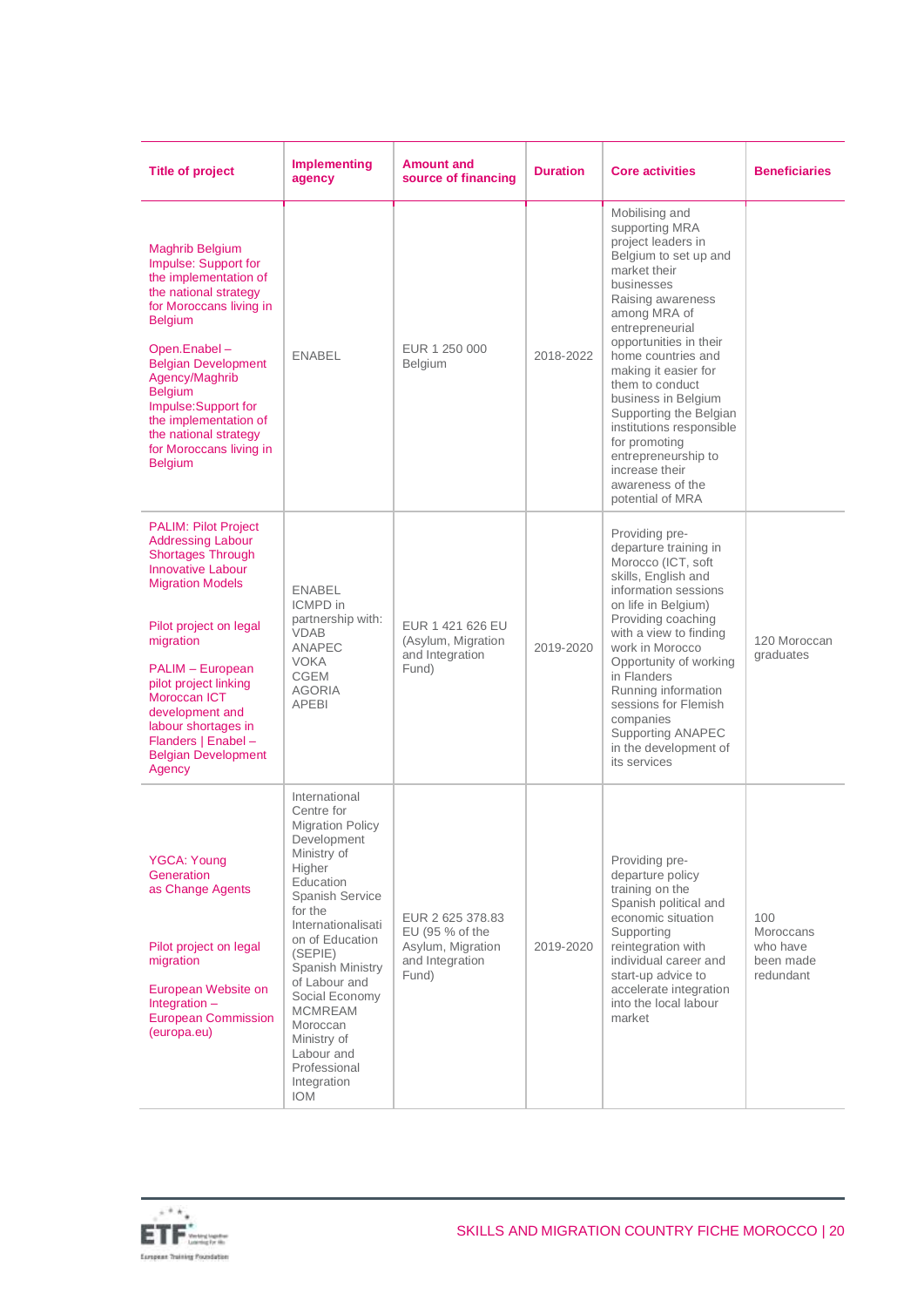| Title of project | Implementing agency | Amount and source of financing | Duration | Core activities | Beneficiaries |
|---|---|---|---|---|---|
| Maghrib Belgium Impulse: Support for the implementation of the national strategy for Moroccans living in Belgium<br><br>Open.Enabel – Belgian Development Agency/Maghrib Belgium Impulse:Support for the implementation of the national strategy for Moroccans living in Belgium | ENABEL | EUR 1 250 000 Belgium | 2018-2022 | Mobilising and supporting MRA project leaders in Belgium to set up and market their businesses<br>Raising awareness among MRA of entrepreneurial opportunities in their home countries and making it easier for them to conduct business in Belgium<br>Supporting the Belgian institutions responsible for promoting entrepreneurship to increase their awareness of the potential of MRA | |
| PALIM: Pilot Project Addressing Labour Shortages Through Innovative Labour Migration Models<br><br>Pilot project on legal migration<br><br>PALIM – European pilot project linking Moroccan ICT development and labour shortages in Flanders \| Enabel – Belgian Development Agency | ENABEL<br>ICMPD in partnership with:<br>VDAB<br>ANAPEC<br>VOKA<br>CGEM<br>AGORIA<br>APEBI | EUR 1 421 626 EU (Asylum, Migration and Integration Fund) | 2019-2020 | Providing pre-departure training in Morocco (ICT, soft skills, English and information sessions on life in Belgium)<br>Providing coaching with a view to finding work in Morocco<br>Opportunity of working in Flanders<br>Running information sessions for Flemish companies<br>Supporting ANAPEC in the development of its services | 120 Moroccan graduates |
| YGCA: Young Generation as Change Agents<br><br>Pilot project on legal migration<br><br>European Website on Integration – European Commission (europa.eu) | International Centre for Migration Policy Development<br>Ministry of Higher Education<br>Spanish Service for the Internationalisation of Education (SEPIE)<br>Spanish Ministry of Labour and Social Economy<br>MCMREAM<br>Moroccan Ministry of Labour and Professional Integration<br>IOM | EUR 2 625 378.83 EU (95 % of the Asylum, Migration and Integration Fund) | 2019-2020 | Providing pre-departure policy training on the Spanish political and economic situation<br>Supporting reintegration with individual career and start-up advice to accelerate integration into the local labour market | 100 Moroccans who have been made redundant |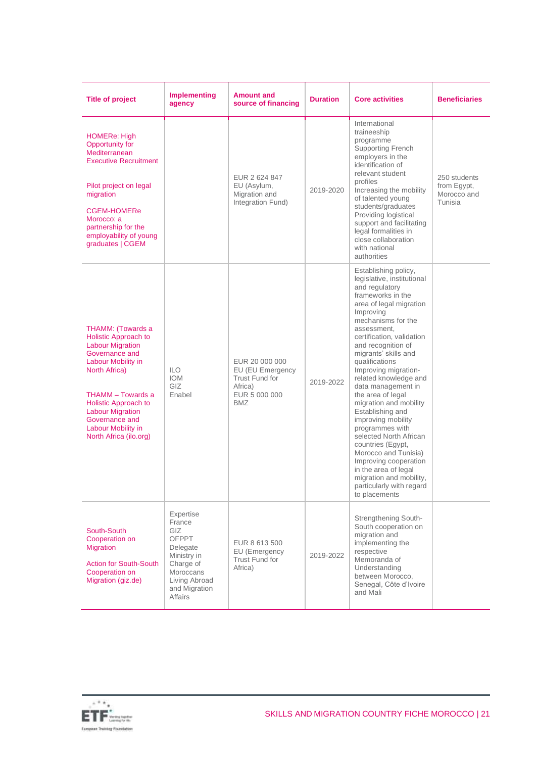| Title of project | Implementing agency | Amount and source of financing | Duration | Core activities | Beneficiaries |
|---|---|---|---|---|---|
| HOMERe: High Opportunity for Mediterranean Executive Recruitment<br><br>Pilot project on legal migration<br><br>CGEM-HOMERe Morocco: a partnership for the employability of young graduates \| CGEM | | EUR 2 624 847<br>EU (Asylum, Migration and Integration Fund) | 2019-2020 | International traineeship programme<br>Supporting French employers in the identification of relevant student profiles<br>Increasing the mobility of talented young students/graduates<br>Providing logistical support and facilitating legal formalities in close collaboration with national authorities | 250 students from Egypt, Morocco and Tunisia |
| THAMM: (Towards a Holistic Approach to Labour Migration Governance and Labour Mobility in North Africa)<br><br>THAMM – Towards a Holistic Approach to Labour Migration Governance and Labour Mobility in North Africa (ilo.org) | ILO<br>IOM<br>GIZ<br>Enabel | EUR 20 000 000<br>EU (EU Emergency Trust Fund for Africa)<br>EUR 5 000 000<br>BMZ | 2019-2022 | Establishing policy, legislative, institutional and regulatory frameworks in the area of legal migration<br>Improving mechanisms for the assessment, certification, validation and recognition of migrants' skills and qualifications<br>Improving migration-related knowledge and data management in the area of legal migration and mobility<br>Establishing and improving mobility programmes with selected North African countries (Egypt, Morocco and Tunisia)<br>Improving cooperation in the area of legal migration and mobility, particularly with regard to placements | |
| South-South Cooperation on Migration<br><br>Action for South-South Cooperation on Migration (giz.de) | Expertise France<br>GIZ<br>OFPPT<br>Delegate Ministry in Charge of Moroccans Living Abroad and Migration Affairs | EUR 8 613 500<br>EU (Emergency Trust Fund for Africa) | 2019-2022 | Strengthening South-South cooperation on migration and implementing the respective Memoranda of Understanding between Morocco, Senegal, Côte d'Ivoire and Mali | |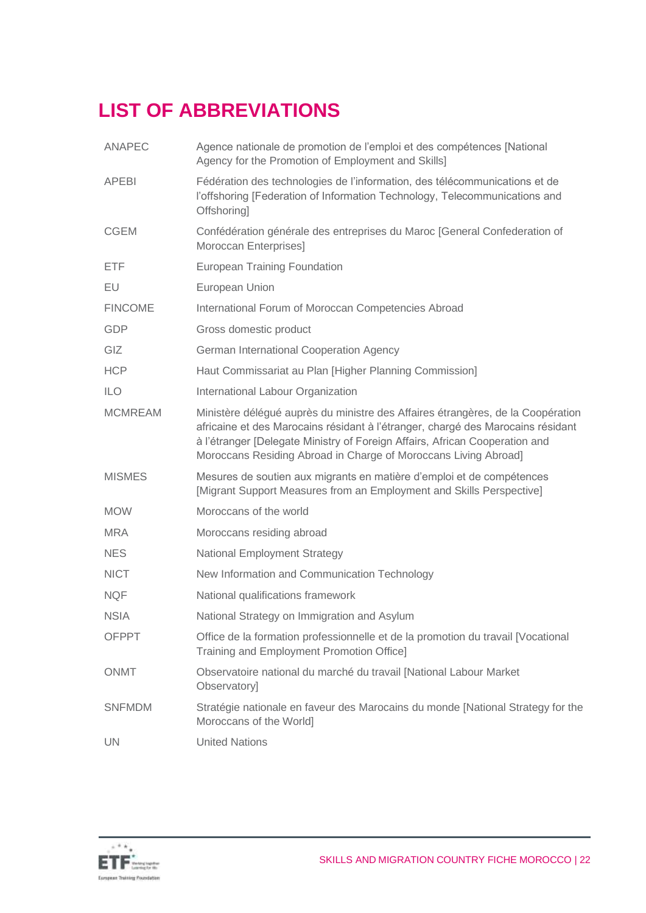# LIST OF ABBREVIATIONS

| | |
|---|---|
| ANAPEC | Agence nationale de promotion de l'emploi et des compétences [National Agency for the Promotion of Employment and Skills] |
| APEBI | Fédération des technologies de l'information, des télécommunications et de l'offshoring [Federation of Information Technology, Telecommunications and Offshoring] |
| CGEM | Confédération générale des entreprises du Maroc [General Confederation of Moroccan Enterprises] |
| ETF | European Training Foundation |
| EU | European Union |
| FINCOME | International Forum of Moroccan Competencies Abroad |
| GDP | Gross domestic product |
| GIZ | German International Cooperation Agency |
| HCP | Haut Commissariat au Plan [Higher Planning Commission] |
| ILO | International Labour Organization |
| MCMREAM | Ministère délégué auprès du ministre des Affaires étrangères, de la Coopération africaine et des Marocains résidant à l'étranger, chargé des Marocains résidant à l'étranger [Delegate Ministry of Foreign Affairs, African Cooperation and Moroccans Residing Abroad in Charge of Moroccans Living Abroad] |
| MISMES | Mesures de soutien aux migrants en matière d'emploi et de compétences [Migrant Support Measures from an Employment and Skills Perspective] |
| MOW | Moroccans of the world |
| MRA | Moroccans residing abroad |
| NES | National Employment Strategy |
| NICT | New Information and Communication Technology |
| NQF | National qualifications framework |
| NSIA | National Strategy on Immigration and Asylum |
| OFPPT | Office de la formation professionnelle et de la promotion du travail [Vocational Training and Employment Promotion Office] |
| ONMT | Observatoire national du marché du travail [National Labour Market Observatory] |
| SNFMDM | Stratégie nationale en faveur des Marocains du monde [National Strategy for the Moroccans of the World] |
| UN | United Nations |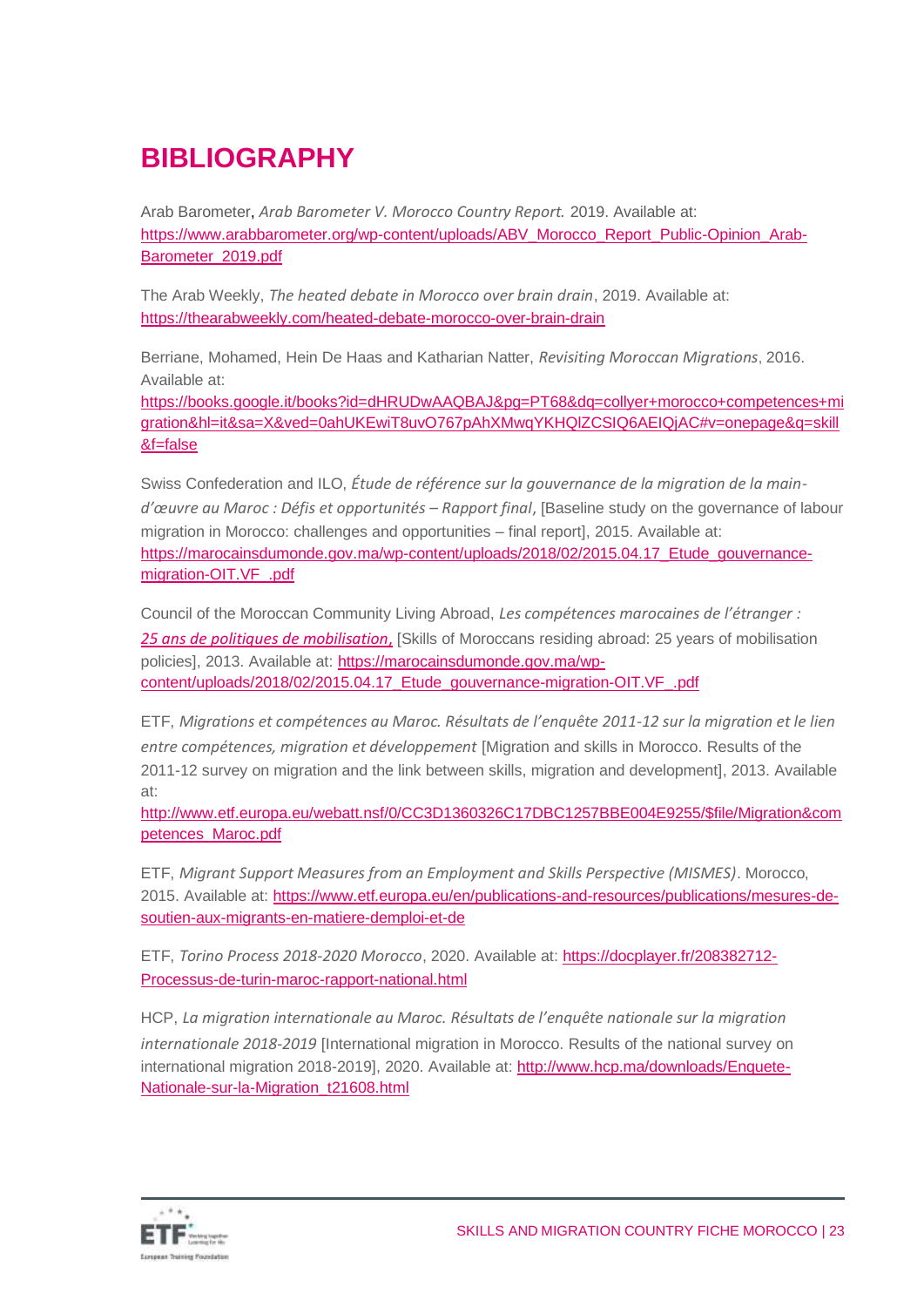# BIBLIOGRAPHY

Arab Barometer, *Arab Barometer V. Morocco Country Report.* 2019. Available at: https://www.arabbarometer.org/wp-content/uploads/ABV_Morocco_Report_Public-Opinion_Arab-Barometer_2019.pdf

The Arab Weekly, *The heated debate in Morocco over brain drain*, 2019. Available at: https://thearabweekly.com/heated-debate-morocco-over-brain-drain

Berriane, Mohamed, Hein De Haas and Katharian Natter, *Revisiting Moroccan Migrations*, 2016. Available at: https://books.google.it/books?id=dHRUDwAAQBAJ&pg=PT68&dq=collyer+morocco+competences+migration&hl=it&sa=X&ved=0ahUKEwiT8uvO767pAhXMwqYKHQlZCSIQ6AEIQjAC#v=onepage&q=skill&f=false

Swiss Confederation and ILO, *Étude de référence sur la gouvernance de la migration de la main-d'œuvre au Maroc : Défis et opportunités – Rapport final*, [Baseline study on the governance of labour migration in Morocco: challenges and opportunities – final report], 2015. Available at: https://marocainsdumonde.gov.ma/wp-content/uploads/2018/02/2015.04.17_Etude_gouvernance-migration-OIT.VF_.pdf

Council of the Moroccan Community Living Abroad, *Les compétences marocaines de l'étranger : 25 ans de politiques de mobilisation*, [Skills of Moroccans residing abroad: 25 years of mobilisation policies], 2013. Available at: https://marocainsdumonde.gov.ma/wp-content/uploads/2018/02/2015.04.17_Etude_gouvernance-migration-OIT.VF_.pdf

ETF, *Migrations et compétences au Maroc. Résultats de l'enquête 2011-12 sur la migration et le lien entre compétences, migration et développement* [Migration and skills in Morocco. Results of the 2011-12 survey on migration and the link between skills, migration and development], 2013. Available at: http://www.etf.europa.eu/webatt.nsf/0/CC3D1360326C17DBC1257BBE004E9255/$file/Migration&competences_Maroc.pdf

ETF, *Migrant Support Measures from an Employment and Skills Perspective (MISMES)*. Morocco, 2015. Available at: https://www.etf.europa.eu/en/publications-and-resources/publications/mesures-de-soutien-aux-migrants-en-matiere-demploi-et-de

ETF, *Torino Process 2018-2020 Morocco*, 2020. Available at: https://docplayer.fr/208382712-Processus-de-turin-maroc-rapport-national.html

HCP, *La migration internationale au Maroc. Résultats de l'enquête nationale sur la migration internationale 2018-2019* [International migration in Morocco. Results of the national survey on international migration 2018-2019], 2020. Available at: http://www.hcp.ma/downloads/Enquete-Nationale-sur-la-Migration_t21608.html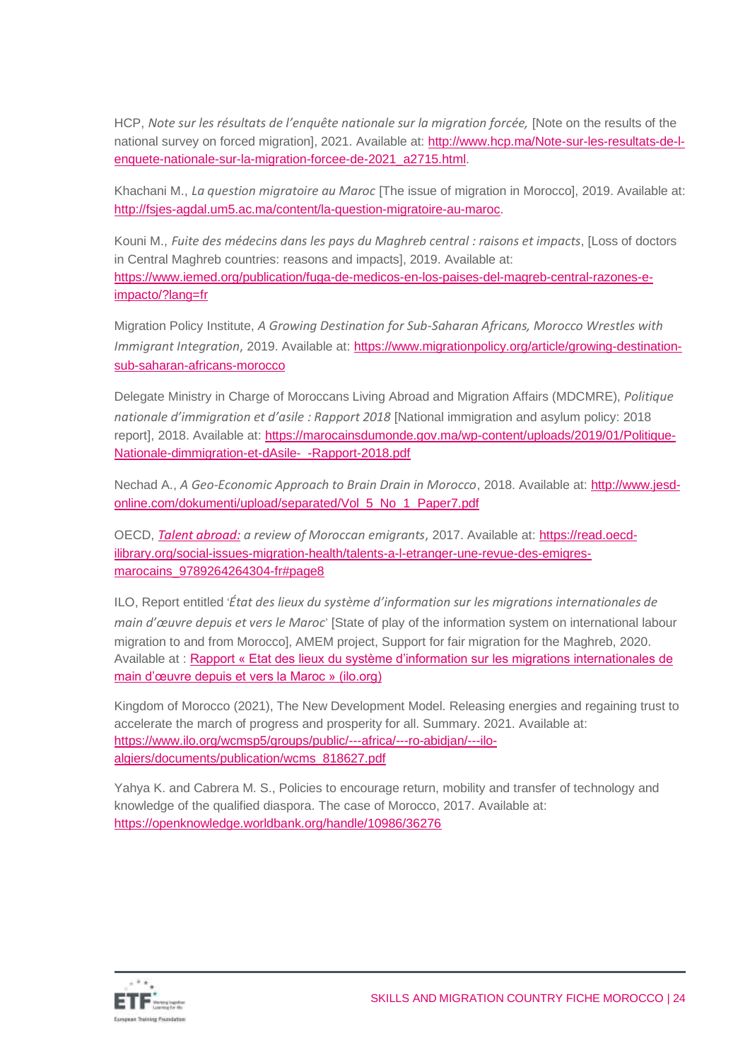HCP, *Note sur les résultats de l'enquête nationale sur la migration forcée,* [Note on the results of the national survey on forced migration], 2021. Available at: http://www.hcp.ma/Note-sur-les-resultats-de-l-enquete-nationale-sur-la-migration-forcee-de-2021_a2715.html.

Khachani M., *La question migratoire au Maroc* [The issue of migration in Morocco], 2019. Available at: http://fsjes-agdal.um5.ac.ma/content/la-question-migratoire-au-maroc.

Kouni M., *Fuite des médecins dans les pays du Maghreb central : raisons et impacts*, [Loss of doctors in Central Maghreb countries: reasons and impacts], 2019. Available at: https://www.iemed.org/publication/fuga-de-medicos-en-los-paises-del-magreb-central-razones-e-impacto/?lang=fr

Migration Policy Institute, *A Growing Destination for Sub-Saharan Africans, Morocco Wrestles with Immigrant Integration*, 2019. Available at: https://www.migrationpolicy.org/article/growing-destination-sub-saharan-africans-morocco

Delegate Ministry in Charge of Moroccans Living Abroad and Migration Affairs (MDCMRE), *Politique nationale d'immigration et d'asile : Rapport 2018* [National immigration and asylum policy: 2018 report], 2018. Available at: https://marocainsdumonde.gov.ma/wp-content/uploads/2019/01/Politique-Nationale-dimmigration-et-dAsile-_-Rapport-2018.pdf

Nechad A., *A Geo-Economic Approach to Brain Drain in Morocco*, 2018. Available at: http://www.jesd-online.com/dokumenti/upload/separated/Vol_5_No_1_Paper7.pdf

OECD, *Talent abroad: a review of Moroccan emigrants*, 2017. Available at: https://read.oecd-ilibrary.org/social-issues-migration-health/talents-a-l-etranger-une-revue-des-emigres-marocains_9789264264304-fr#page8

ILO, Report entitled '*État des lieux du système d'information sur les migrations internationales de main d'œuvre depuis et vers le Maroc*' [State of play of the information system on international labour migration to and from Morocco], AMEM project, Support for fair migration for the Maghreb, 2020. Available at : Rapport « Etat des lieux du système d'information sur les migrations internationales de main d'œuvre depuis et vers la Maroc » (ilo.org)

Kingdom of Morocco (2021), The New Development Model. Releasing energies and regaining trust to accelerate the march of progress and prosperity for all. Summary. 2021. Available at: https://www.ilo.org/wcmsp5/groups/public/---africa/---ro-abidjan/---ilo-algiers/documents/publication/wcms_818627.pdf

Yahya K. and Cabrera M. S., Policies to encourage return, mobility and transfer of technology and knowledge of the qualified diaspora. The case of Morocco, 2017. Available at: https://openknowledge.worldbank.org/handle/10986/36276